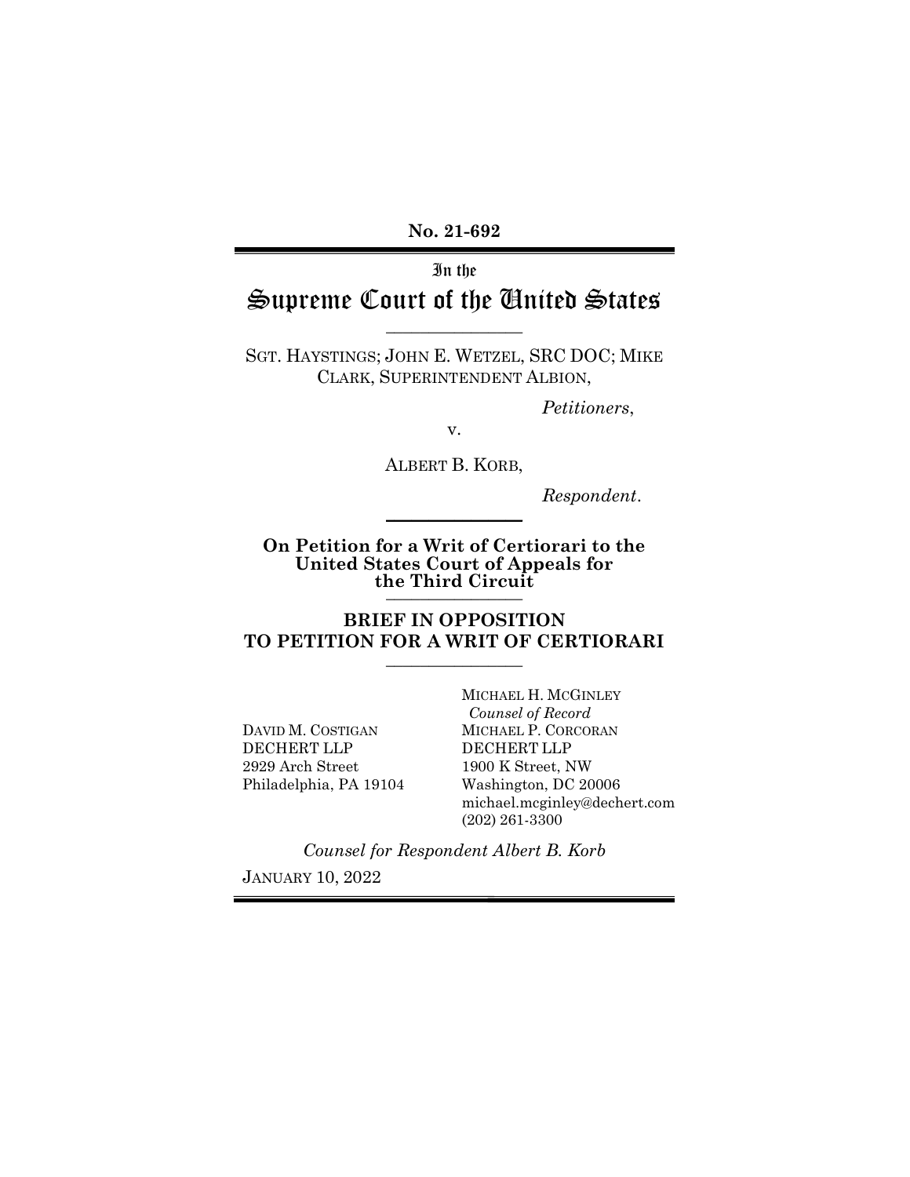**No. 21-692**

In the

# Supreme Court of the United States

---

SGT. HAYSTINGS; JOHN E. WETZEL, SRC DOC; MIKE CLARK, SUPERINTENDENT ALBION,

*Petitioners*,

v.

ALBERT B. KORB,

*Respondent*.

---

**On Petition for a Writ of Certiorari to the United States Court of Appeals for the Third Circuit**

---

**BRIEF IN OPPOSITION TO PETITION FOR A WRIT OF CERTIORARI**

---

MICHAEL H. MCGINLEY
*Counsel of Record*
MICHAEL P. CORCORAN
DECHERT LLP
1900 K Street, NW
Washington, DC 20006
michael.mcginley@dechert.com
(202) 261-3300

DAVID M. COSTIGAN
DECHERT LLP
2929 Arch Street
Philadelphia, PA 19104

*Counsel for Respondent Albert B. Korb*

JANUARY 10, 2022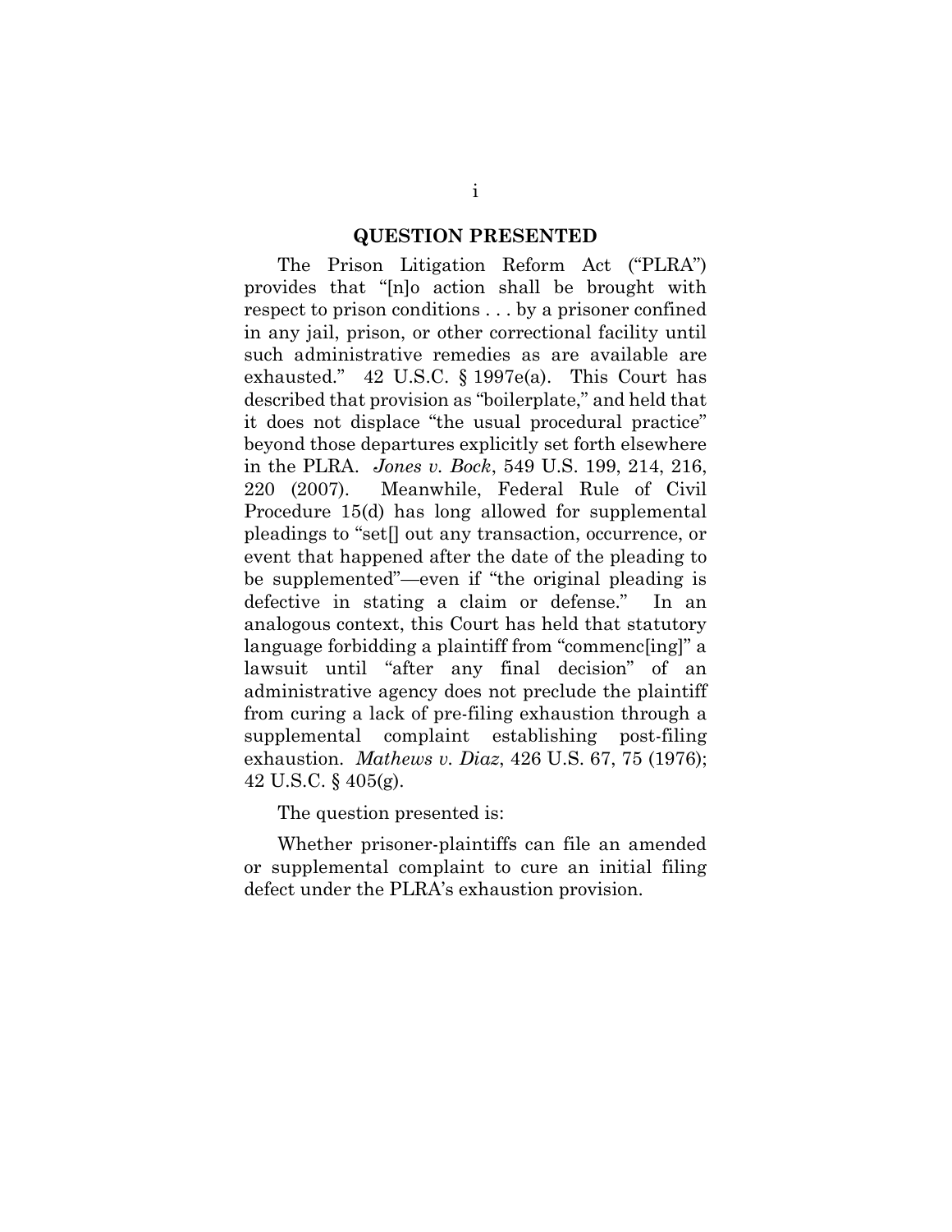## QUESTION PRESENTED

The Prison Litigation Reform Act ("PLRA") provides that "[n]o action shall be brought with respect to prison conditions . . . by a prisoner confined in any jail, prison, or other correctional facility until such administrative remedies as are available are exhausted." 42 U.S.C. § 1997e(a). This Court has described that provision as "boilerplate," and held that it does not displace "the usual procedural practice" beyond those departures explicitly set forth elsewhere in the PLRA. *Jones v. Bock*, 549 U.S. 199, 214, 216, 220 (2007). Meanwhile, Federal Rule of Civil Procedure 15(d) has long allowed for supplemental pleadings to "set[] out any transaction, occurrence, or event that happened after the date of the pleading to be supplemented"—even if "the original pleading is defective in stating a claim or defense." In an analogous context, this Court has held that statutory language forbidding a plaintiff from "commenc[ing]" a lawsuit until "after any final decision" of an administrative agency does not preclude the plaintiff from curing a lack of pre-filing exhaustion through a supplemental complaint establishing post-filing exhaustion. *Mathews v. Diaz*, 426 U.S. 67, 75 (1976); 42 U.S.C. § 405(g).

The question presented is:

Whether prisoner-plaintiffs can file an amended or supplemental complaint to cure an initial filing defect under the PLRA's exhaustion provision.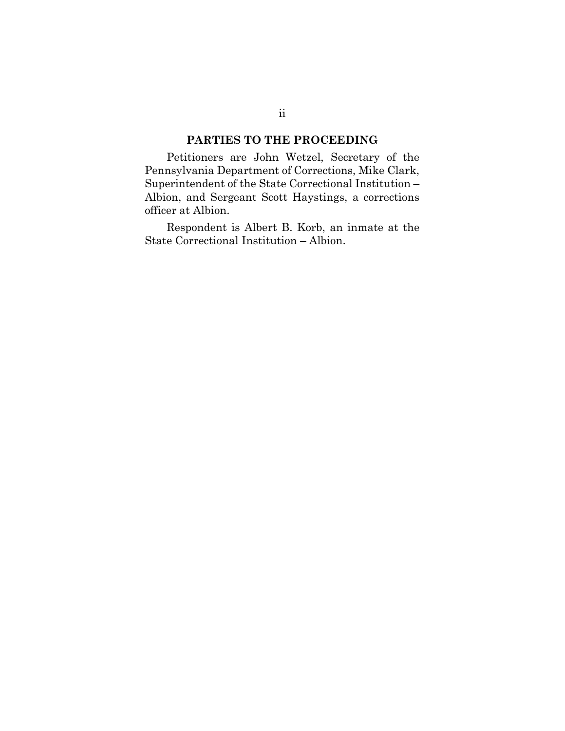## PARTIES TO THE PROCEEDING

Petitioners are John Wetzel, Secretary of the Pennsylvania Department of Corrections, Mike Clark, Superintendent of the State Correctional Institution – Albion, and Sergeant Scott Haystings, a corrections officer at Albion.

Respondent is Albert B. Korb, an inmate at the State Correctional Institution – Albion.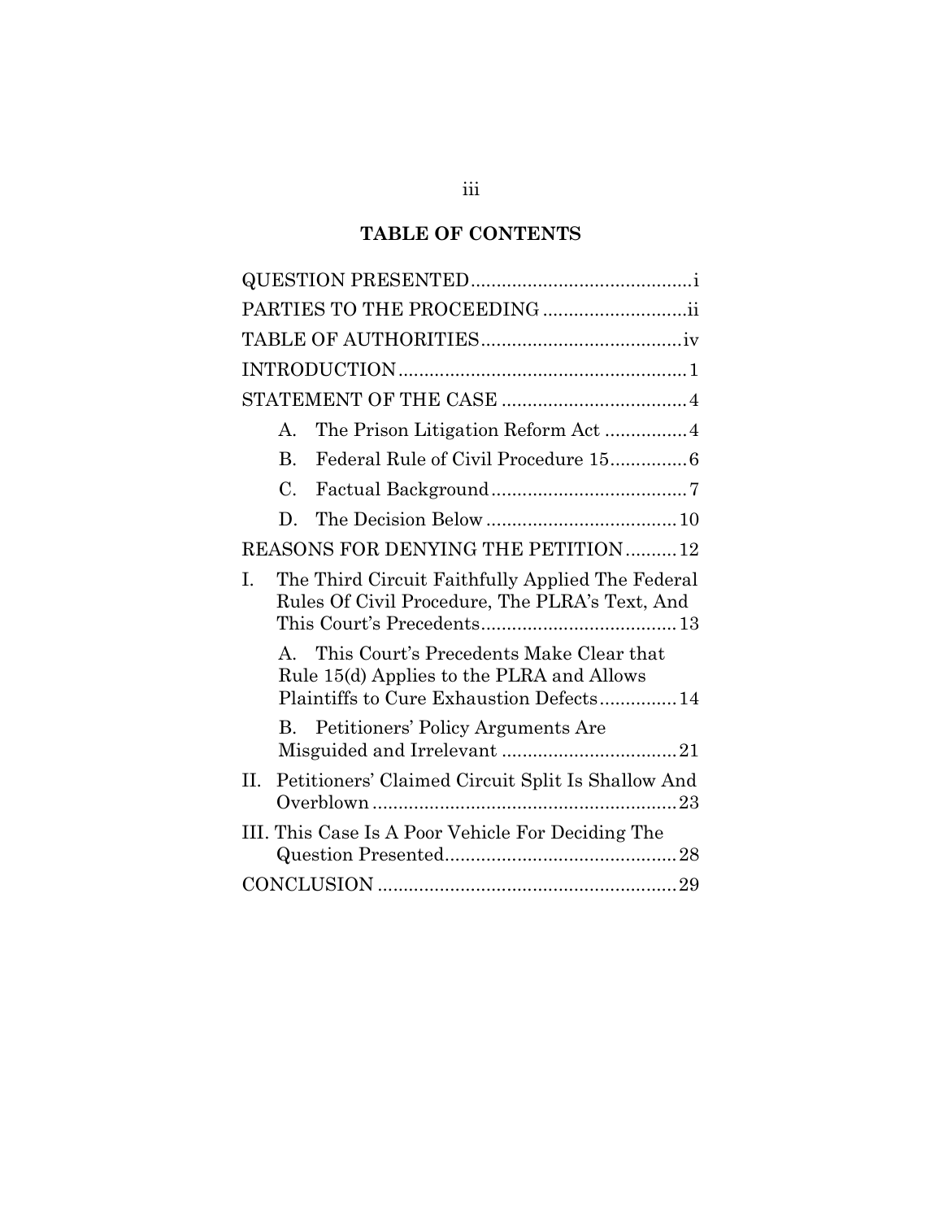## TABLE OF CONTENTS

QUESTION PRESENTED .......................................... i

PARTIES TO THE PROCEEDING ........................... ii

TABLE OF AUTHORITIES ..................................... iv

INTRODUCTION ....................................................... 1

STATEMENT OF THE CASE ................................... 4

- A. The Prison Litigation Reform Act ................ 4
- B. Federal Rule of Civil Procedure 15 .............. 6
- C. Factual Background ..................................... 7
- D. The Decision Below .................................... 10

REASONS FOR DENYING THE PETITION .......... 12

I. The Third Circuit Faithfully Applied The Federal Rules Of Civil Procedure, The PLRA's Text, And This Court's Precedents ..................................... 13

- A. This Court's Precedents Make Clear that Rule 15(d) Applies to the PLRA and Allows Plaintiffs to Cure Exhaustion Defects .............. 14
- B. Petitioners' Policy Arguments Are Misguided and Irrelevant ................................. 21

II. Petitioners' Claimed Circuit Split Is Shallow And Overblown .......................................................... 23

III. This Case Is A Poor Vehicle For Deciding The Question Presented ............................................ 28

CONCLUSION ......................................................... 29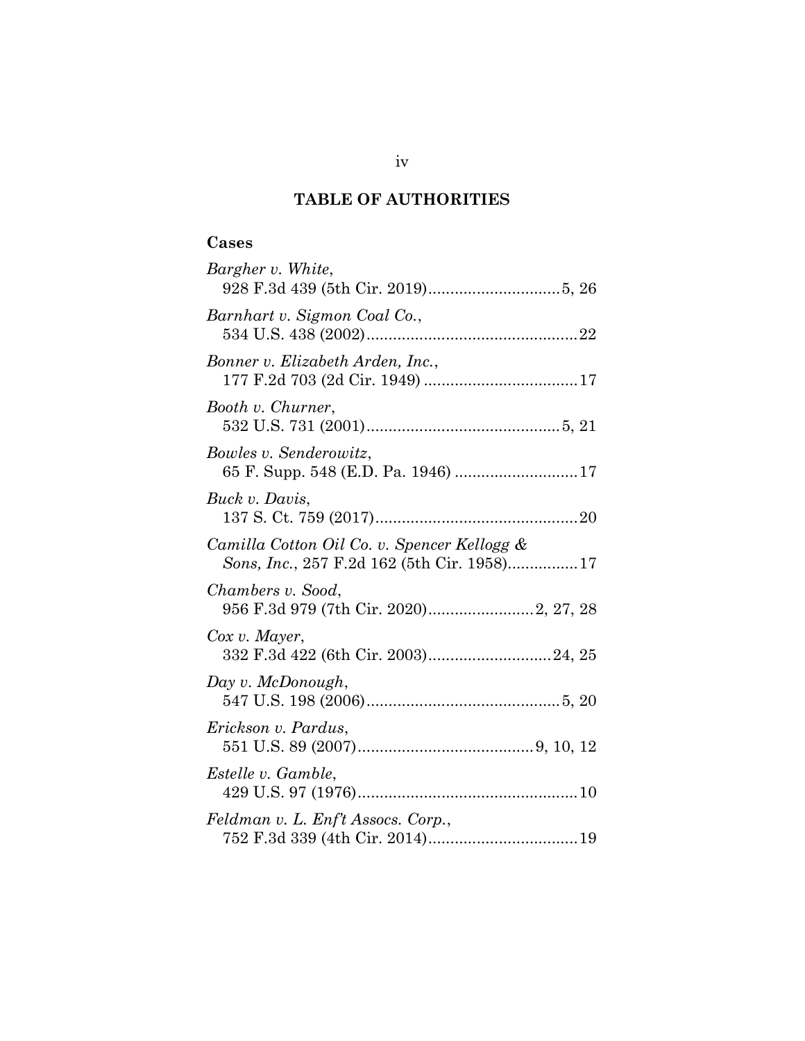## TABLE OF AUTHORITIES

### Cases

*Bargher v. White*,
928 F.3d 439 (5th Cir. 2019)..............................5, 26

*Barnhart v. Sigmon Coal Co.*,
534 U.S. 438 (2002)................................................22

*Bonner v. Elizabeth Arden, Inc.*,
177 F.2d 703 (2d Cir. 1949) ...................................17

*Booth v. Churner*,
532 U.S. 731 (2001)............................................5, 21

*Bowles v. Senderowitz*,
65 F. Supp. 548 (E.D. Pa. 1946) ............................17

*Buck v. Davis*,
137 S. Ct. 759 (2017)..............................................20

*Camilla Cotton Oil Co. v. Spencer Kellogg & Sons, Inc.*, 257 F.2d 162 (5th Cir. 1958)................17

*Chambers v. Sood*,
956 F.3d 979 (7th Cir. 2020)........................2, 27, 28

*Cox v. Mayer*,
332 F.3d 422 (6th Cir. 2003)............................24, 25

*Day v. McDonough*,
547 U.S. 198 (2006)............................................5, 20

*Erickson v. Pardus*,
551 U.S. 89 (2007)........................................9, 10, 12

*Estelle v. Gamble*,
429 U.S. 97 (1976)..................................................10

*Feldman v. L. Enf't Assocs. Corp.*,
752 F.3d 339 (4th Cir. 2014)..................................19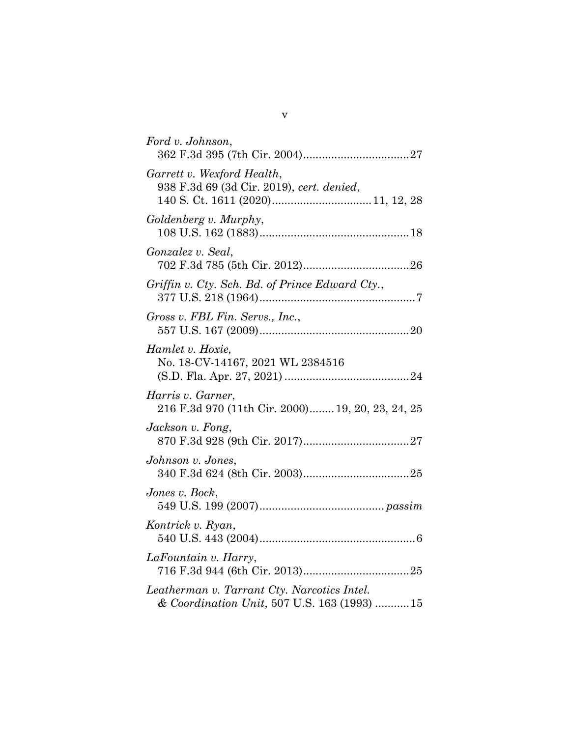*Ford v. Johnson*,
362 F.3d 395 (7th Cir. 2004)..................................27

*Garrett v. Wexford Health*,
938 F.3d 69 (3d Cir. 2019), *cert. denied*,
140 S. Ct. 1611 (2020)................................11, 12, 28

*Goldenberg v. Murphy*,
108 U.S. 162 (1883)................................................18

*Gonzalez v. Seal*,
702 F.3d 785 (5th Cir. 2012)..................................26

*Griffin v. Cty. Sch. Bd. of Prince Edward Cty.*,
377 U.S. 218 (1964)..................................................7

*Gross v. FBL Fin. Servs., Inc.*,
557 U.S. 167 (2009)................................................20

*Hamlet v. Hoxie,*
No. 18-CV-14167, 2021 WL 2384516
(S.D. Fla. Apr. 27, 2021)........................................24

*Harris v. Garner*,
216 F.3d 970 (11th Cir. 2000)........19, 20, 23, 24, 25

*Jackson v. Fong*,
870 F.3d 928 (9th Cir. 2017)..................................27

*Johnson v. Jones*,
340 F.3d 624 (8th Cir. 2003)..................................25

*Jones v. Bock*,
549 U.S. 199 (2007)........................................*passim*

*Kontrick v. Ryan*,
540 U.S. 443 (2004)..................................................6

*LaFountain v. Harry*,
716 F.3d 944 (6th Cir. 2013)..................................25

*Leatherman v. Tarrant Cty. Narcotics Intel. & Coordination Unit*, 507 U.S. 163 (1993)...........15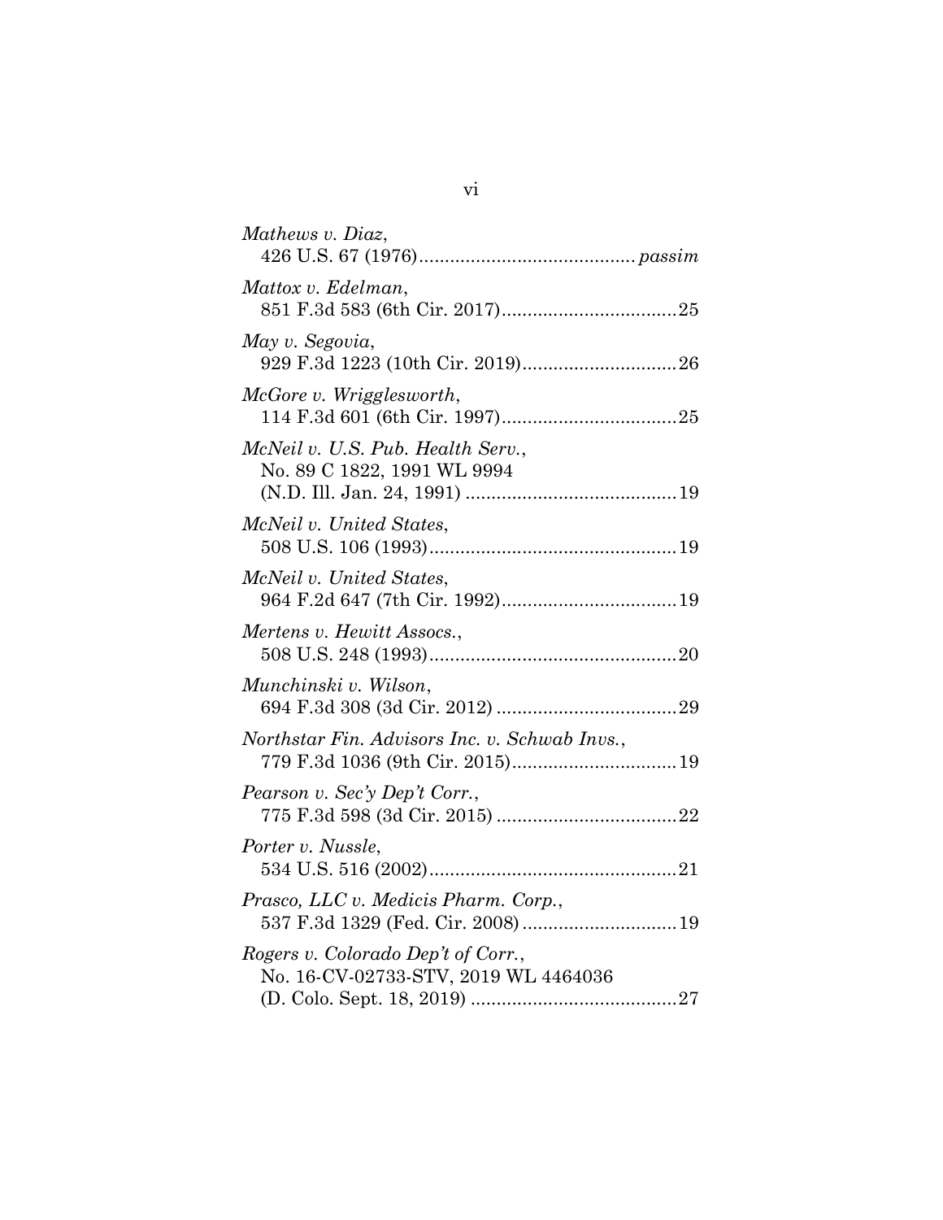*Mathews v. Diaz*,
426 U.S. 67 (1976).......................................... *passim*

*Mattox v. Edelman*,
851 F.3d 583 (6th Cir. 2017)..................................25

*May v. Segovia*,
929 F.3d 1223 (10th Cir. 2019)..............................26

*McGore v. Wrigglesworth*,
114 F.3d 601 (6th Cir. 1997)..................................25

*McNeil v. U.S. Pub. Health Serv.*,
No. 89 C 1822, 1991 WL 9994
(N.D. Ill. Jan. 24, 1991) .........................................19

*McNeil v. United States*,
508 U.S. 106 (1993)................................................19

*McNeil v. United States*,
964 F.2d 647 (7th Cir. 1992)..................................19

*Mertens v. Hewitt Assocs.*,
508 U.S. 248 (1993)................................................20

*Munchinski v. Wilson*,
694 F.3d 308 (3d Cir. 2012) ...................................29

*Northstar Fin. Advisors Inc. v. Schwab Invs.*,
779 F.3d 1036 (9th Cir. 2015)................................19

*Pearson v. Sec'y Dep't Corr.*,
775 F.3d 598 (3d Cir. 2015) ...................................22

*Porter v. Nussle*,
534 U.S. 516 (2002)................................................21

*Prasco, LLC v. Medicis Pharm. Corp.*,
537 F.3d 1329 (Fed. Cir. 2008) ..............................19

*Rogers v. Colorado Dep't of Corr.*,
No. 16-CV-02733-STV, 2019 WL 4464036
(D. Colo. Sept. 18, 2019) ........................................27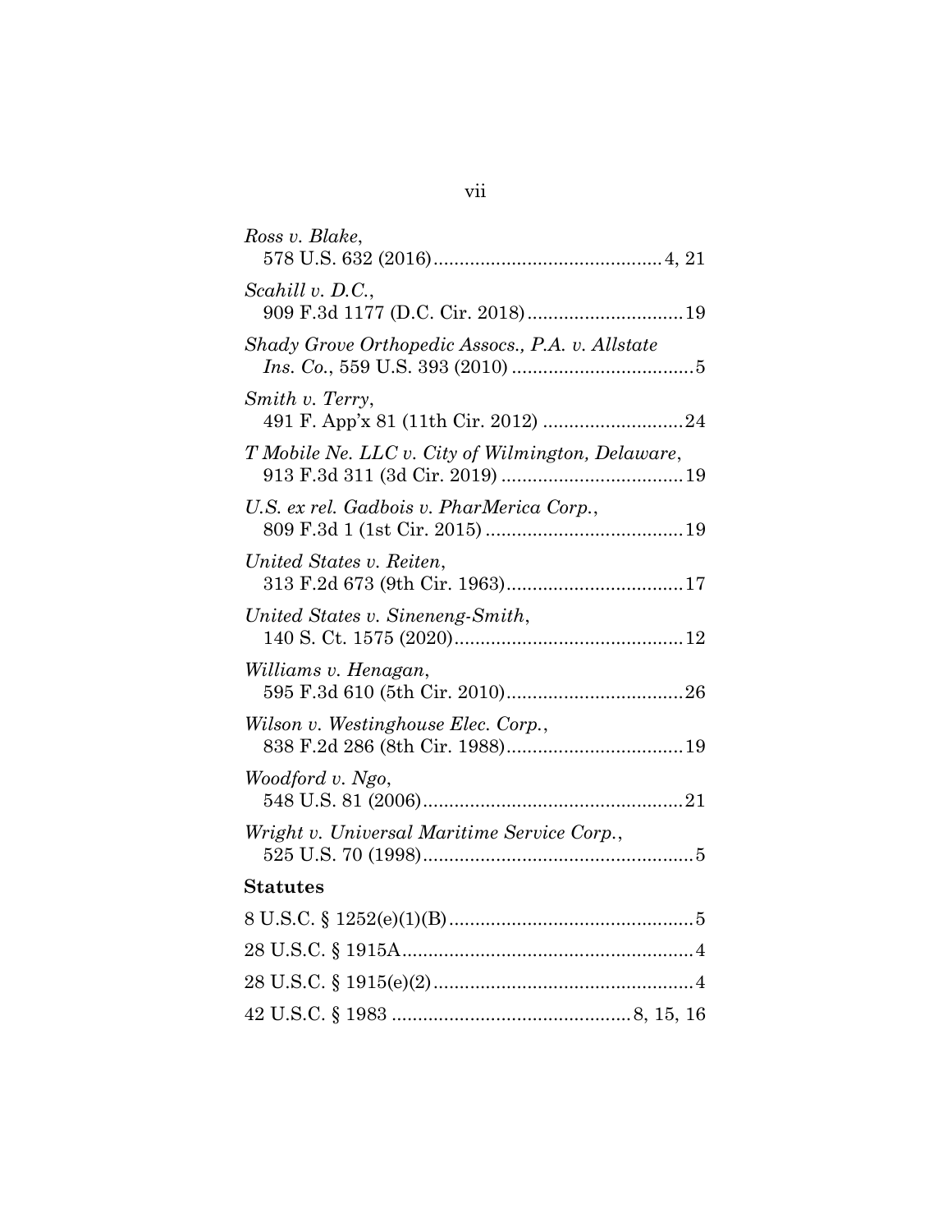*Ross v. Blake*,
578 U.S. 632 (2016)............................................4, 21

*Scahill v. D.C.*,
909 F.3d 1177 (D.C. Cir. 2018)..............................19

*Shady Grove Orthopedic Assocs., P.A. v. Allstate Ins. Co.*, 559 U.S. 393 (2010) ..................................5

*Smith v. Terry*,
491 F. App'x 81 (11th Cir. 2012) ...........................24

*T Mobile Ne. LLC v. City of Wilmington, Delaware*,
913 F.3d 311 (3d Cir. 2019) ..................................19

*U.S. ex rel. Gadbois v. PharMerica Corp.*,
809 F.3d 1 (1st Cir. 2015) .....................................19

*United States v. Reiten*,
313 F.2d 673 (9th Cir. 1963)..................................17

*United States v. Sineneng-Smith*,
140 S. Ct. 1575 (2020)............................................12

*Williams v. Henagan*,
595 F.3d 610 (5th Cir. 2010)..................................26

*Wilson v. Westinghouse Elec. Corp.*,
838 F.2d 286 (8th Cir. 1988)..................................19

*Woodford v. Ngo*,
548 U.S. 81 (2006)..................................................21

*Wright v. Universal Maritime Service Corp.*,
525 U.S. 70 (1998)....................................................5

**Statutes**

8 U.S.C. § 1252(e)(1)(B)...............................................5

28 U.S.C. § 1915A........................................................4

28 U.S.C. § 1915(e)(2)..................................................4

42 U.S.C. § 1983 .............................................8, 15, 16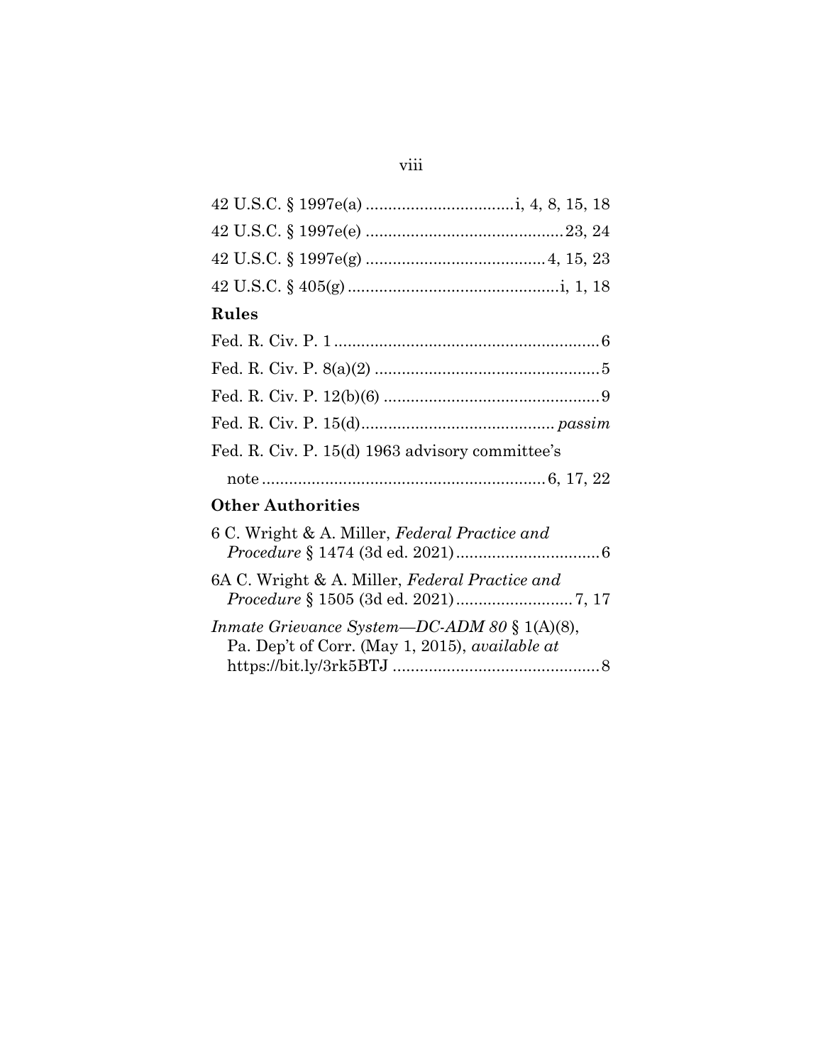42 U.S.C. § 1997e(a) ................................i, 4, 8, 15, 18

42 U.S.C. § 1997e(e) ...........................................23, 24

42 U.S.C. § 1997e(g) .......................................4, 15, 23

42 U.S.C. § 405(g) ..............................................i, 1, 18

**Rules**

Fed. R. Civ. P. 1 ...........................................................6

Fed. R. Civ. P. 8(a)(2) .................................................5

Fed. R. Civ. P. 12(b)(6) ...............................................9

Fed. R. Civ. P. 15(d).......................................... *passim*

Fed. R. Civ. P. 15(d) 1963 advisory committee's note ..............................................................6, 17, 22

**Other Authorities**

6 C. Wright & A. Miller, *Federal Practice and Procedure* § 1474 (3d ed. 2021)................................6

6A C. Wright & A. Miller, *Federal Practice and Procedure* § 1505 (3d ed. 2021)..........................7, 17

*Inmate Grievance System—DC-ADM 80* § 1(A)(8), Pa. Dep't of Corr. (May 1, 2015), *available at* https://bit.ly/3rk5BTJ ..............................................8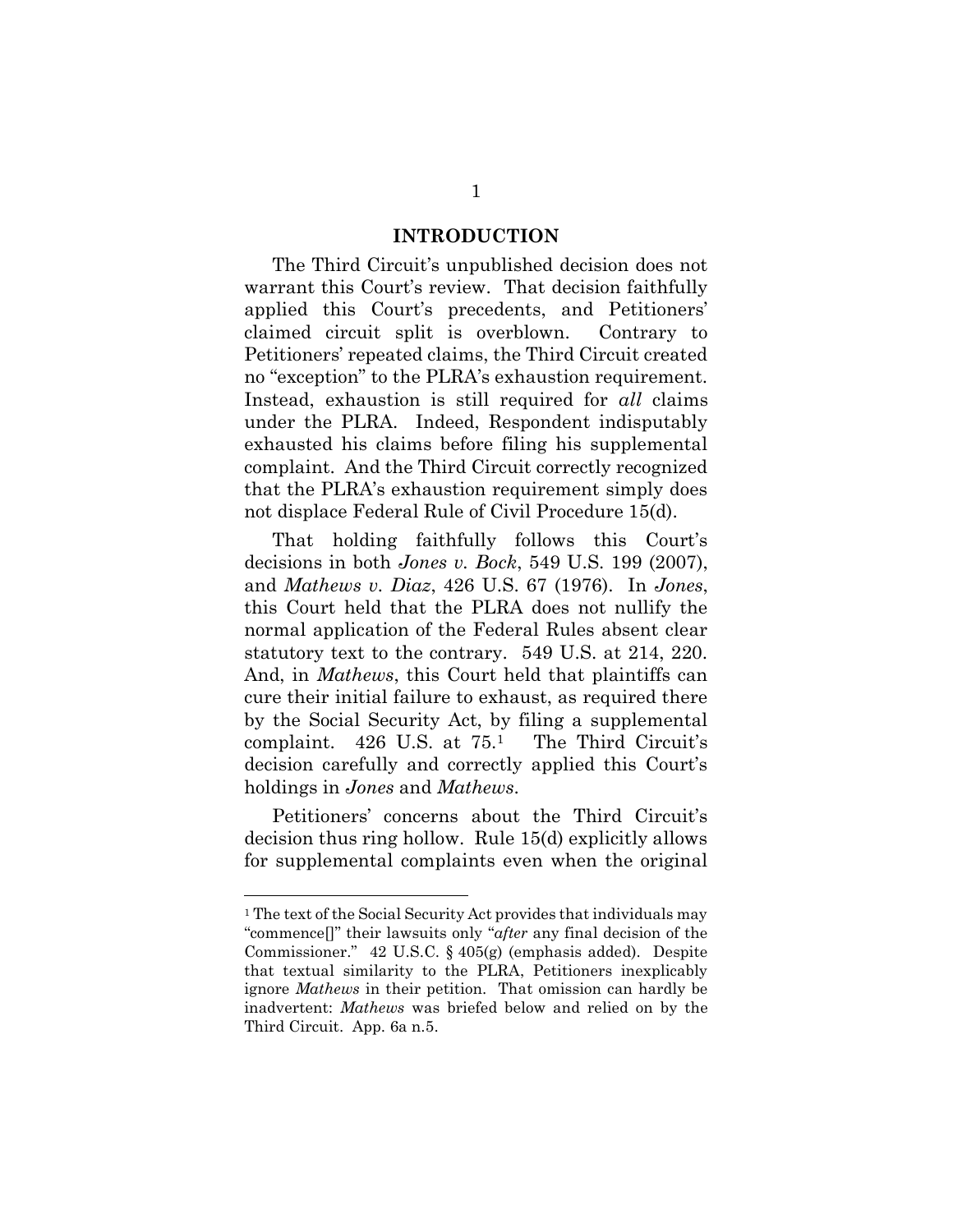## INTRODUCTION

The Third Circuit's unpublished decision does not warrant this Court's review. That decision faithfully applied this Court's precedents, and Petitioners' claimed circuit split is overblown. Contrary to Petitioners' repeated claims, the Third Circuit created no "exception" to the PLRA's exhaustion requirement. Instead, exhaustion is still required for *all* claims under the PLRA. Indeed, Respondent indisputably exhausted his claims before filing his supplemental complaint. And the Third Circuit correctly recognized that the PLRA's exhaustion requirement simply does not displace Federal Rule of Civil Procedure 15(d).

That holding faithfully follows this Court's decisions in both *Jones v. Bock*, 549 U.S. 199 (2007), and *Mathews v. Diaz*, 426 U.S. 67 (1976). In *Jones*, this Court held that the PLRA does not nullify the normal application of the Federal Rules absent clear statutory text to the contrary. 549 U.S. at 214, 220. And, in *Mathews*, this Court held that plaintiffs can cure their initial failure to exhaust, as required there by the Social Security Act, by filing a supplemental complaint. 426 U.S. at 75.[1] The Third Circuit's decision carefully and correctly applied this Court's holdings in *Jones* and *Mathews*.

Petitioners' concerns about the Third Circuit's decision thus ring hollow. Rule 15(d) explicitly allows for supplemental complaints even when the original

[1] The text of the Social Security Act provides that individuals may "commence[]" their lawsuits only "*after* any final decision of the Commissioner." 42 U.S.C. § 405(g) (emphasis added). Despite that textual similarity to the PLRA, Petitioners inexplicably ignore *Mathews* in their petition. That omission can hardly be inadvertent: *Mathews* was briefed below and relied on by the Third Circuit. App. 6a n.5.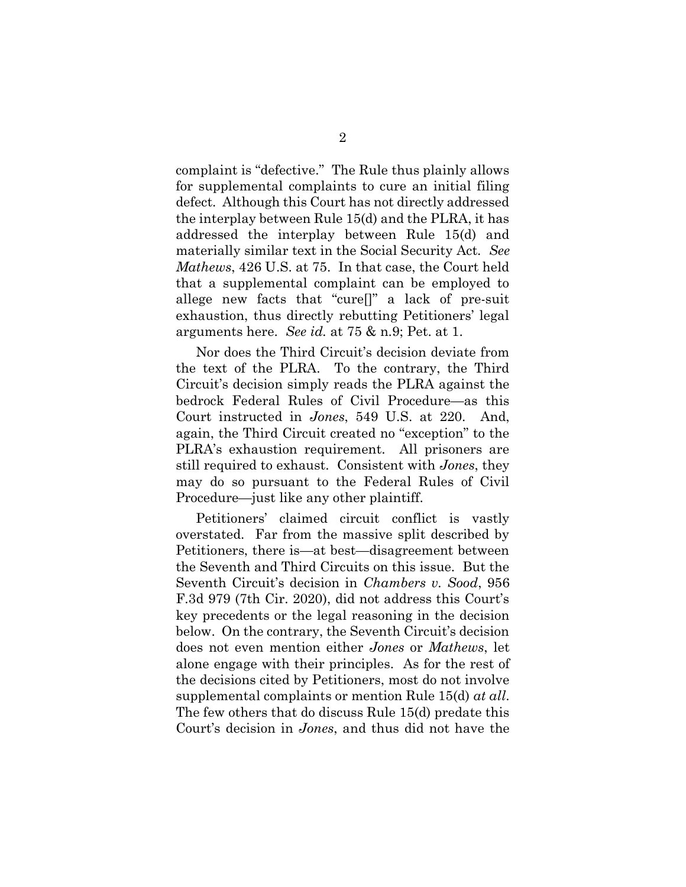complaint is "defective." The Rule thus plainly allows for supplemental complaints to cure an initial filing defect. Although this Court has not directly addressed the interplay between Rule 15(d) and the PLRA, it has addressed the interplay between Rule 15(d) and materially similar text in the Social Security Act. *See Mathews*, 426 U.S. at 75. In that case, the Court held that a supplemental complaint can be employed to allege new facts that "cure[]" a lack of pre-suit exhaustion, thus directly rebutting Petitioners' legal arguments here. *See id.* at 75 & n.9; Pet. at 1.

Nor does the Third Circuit's decision deviate from the text of the PLRA. To the contrary, the Third Circuit's decision simply reads the PLRA against the bedrock Federal Rules of Civil Procedure—as this Court instructed in *Jones*, 549 U.S. at 220. And, again, the Third Circuit created no "exception" to the PLRA's exhaustion requirement. All prisoners are still required to exhaust. Consistent with *Jones*, they may do so pursuant to the Federal Rules of Civil Procedure—just like any other plaintiff.

Petitioners' claimed circuit conflict is vastly overstated. Far from the massive split described by Petitioners, there is—at best—disagreement between the Seventh and Third Circuits on this issue. But the Seventh Circuit's decision in *Chambers v. Sood*, 956 F.3d 979 (7th Cir. 2020), did not address this Court's key precedents or the legal reasoning in the decision below. On the contrary, the Seventh Circuit's decision does not even mention either *Jones* or *Mathews*, let alone engage with their principles. As for the rest of the decisions cited by Petitioners, most do not involve supplemental complaints or mention Rule 15(d) *at all*. The few others that do discuss Rule 15(d) predate this Court's decision in *Jones*, and thus did not have the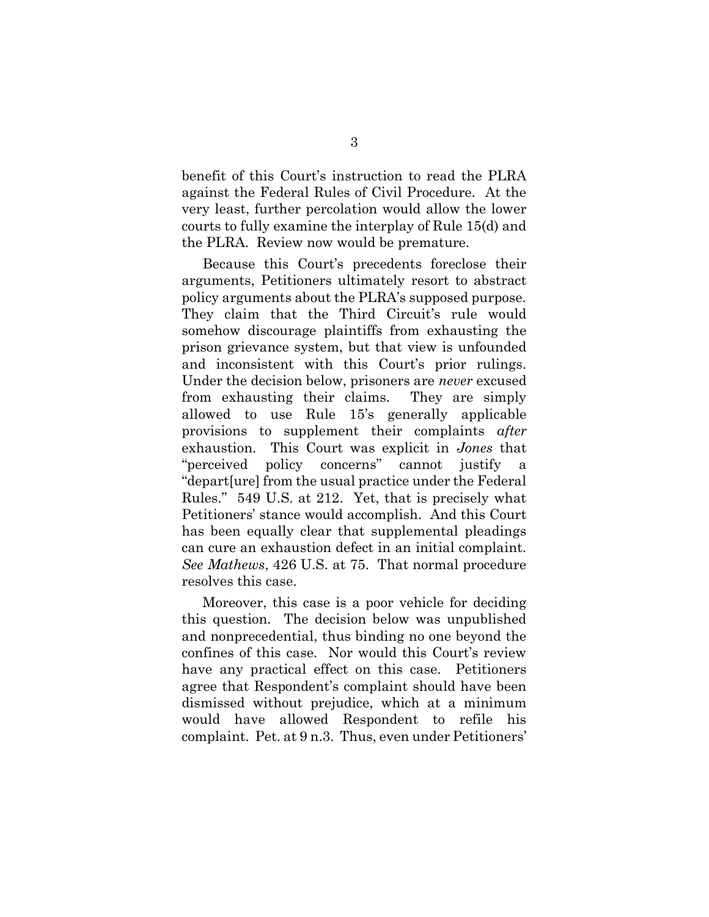benefit of this Court's instruction to read the PLRA against the Federal Rules of Civil Procedure. At the very least, further percolation would allow the lower courts to fully examine the interplay of Rule 15(d) and the PLRA. Review now would be premature.

Because this Court's precedents foreclose their arguments, Petitioners ultimately resort to abstract policy arguments about the PLRA's supposed purpose. They claim that the Third Circuit's rule would somehow discourage plaintiffs from exhausting the prison grievance system, but that view is unfounded and inconsistent with this Court's prior rulings. Under the decision below, prisoners are *never* excused from exhausting their claims. They are simply allowed to use Rule 15's generally applicable provisions to supplement their complaints *after* exhaustion. This Court was explicit in *Jones* that "perceived policy concerns" cannot justify a "depart[ure] from the usual practice under the Federal Rules." 549 U.S. at 212. Yet, that is precisely what Petitioners' stance would accomplish. And this Court has been equally clear that supplemental pleadings can cure an exhaustion defect in an initial complaint. *See Mathews*, 426 U.S. at 75. That normal procedure resolves this case.

Moreover, this case is a poor vehicle for deciding this question. The decision below was unpublished and nonprecedential, thus binding no one beyond the confines of this case. Nor would this Court's review have any practical effect on this case. Petitioners agree that Respondent's complaint should have been dismissed without prejudice, which at a minimum would have allowed Respondent to refile his complaint. Pet. at 9 n.3. Thus, even under Petitioners'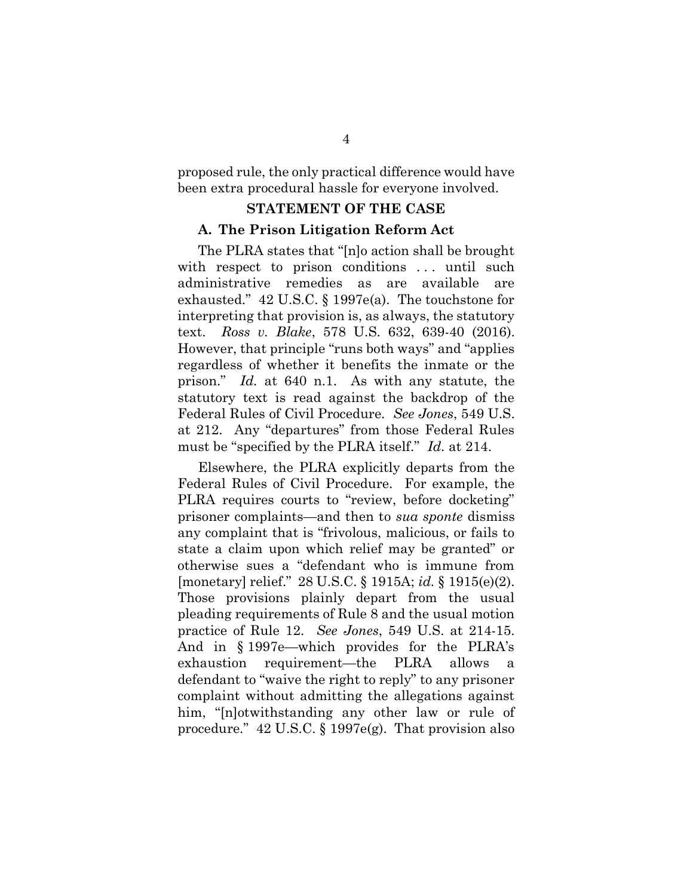proposed rule, the only practical difference would have been extra procedural hassle for everyone involved.

## STATEMENT OF THE CASE

### A. The Prison Litigation Reform Act

The PLRA states that "[n]o action shall be brought with respect to prison conditions . . . until such administrative remedies as are available are exhausted." 42 U.S.C. § 1997e(a). The touchstone for interpreting that provision is, as always, the statutory text. *Ross v. Blake*, 578 U.S. 632, 639-40 (2016). However, that principle "runs both ways" and "applies regardless of whether it benefits the inmate or the prison." *Id.* at 640 n.1. As with any statute, the statutory text is read against the backdrop of the Federal Rules of Civil Procedure. *See Jones*, 549 U.S. at 212. Any "departures" from those Federal Rules must be "specified by the PLRA itself." *Id.* at 214.

Elsewhere, the PLRA explicitly departs from the Federal Rules of Civil Procedure. For example, the PLRA requires courts to "review, before docketing" prisoner complaints—and then to *sua sponte* dismiss any complaint that is "frivolous, malicious, or fails to state a claim upon which relief may be granted" or otherwise sues a "defendant who is immune from [monetary] relief." 28 U.S.C. § 1915A; *id.* § 1915(e)(2). Those provisions plainly depart from the usual pleading requirements of Rule 8 and the usual motion practice of Rule 12. *See Jones*, 549 U.S. at 214-15. And in § 1997e—which provides for the PLRA's exhaustion requirement—the PLRA allows a defendant to "waive the right to reply" to any prisoner complaint without admitting the allegations against him, "[n]otwithstanding any other law or rule of procedure." 42 U.S.C. § 1997e(g). That provision also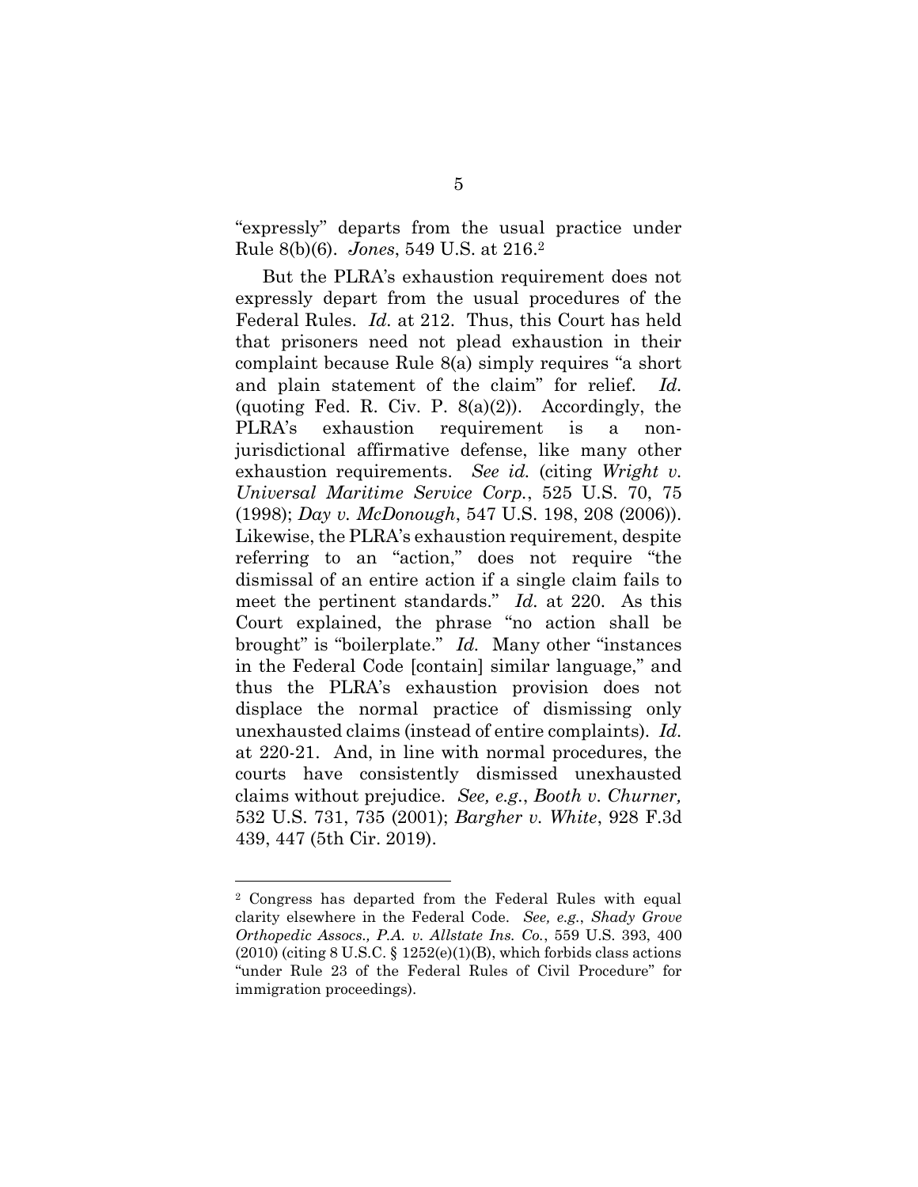"expressly" departs from the usual practice under Rule 8(b)(6). *Jones*, 549 U.S. at 216.[2]

But the PLRA's exhaustion requirement does not expressly depart from the usual procedures of the Federal Rules. *Id.* at 212. Thus, this Court has held that prisoners need not plead exhaustion in their complaint because Rule 8(a) simply requires "a short and plain statement of the claim" for relief. *Id.* (quoting Fed. R. Civ. P. 8(a)(2)). Accordingly, the PLRA's exhaustion requirement is a non-jurisdictional affirmative defense, like many other exhaustion requirements. *See id.* (citing *Wright v. Universal Maritime Service Corp.*, 525 U.S. 70, 75 (1998); *Day v. McDonough*, 547 U.S. 198, 208 (2006)). Likewise, the PLRA's exhaustion requirement, despite referring to an "action," does not require "the dismissal of an entire action if a single claim fails to meet the pertinent standards." *Id.* at 220. As this Court explained, the phrase "no action shall be brought" is "boilerplate." *Id.* Many other "instances in the Federal Code [contain] similar language," and thus the PLRA's exhaustion provision does not displace the normal practice of dismissing only unexhausted claims (instead of entire complaints). *Id.* at 220-21. And, in line with normal procedures, the courts have consistently dismissed unexhausted claims without prejudice. *See, e.g.*, *Booth v. Churner,* 532 U.S. 731, 735 (2001); *Bargher v. White*, 928 F.3d 439, 447 (5th Cir. 2019).

---

[2] Congress has departed from the Federal Rules with equal clarity elsewhere in the Federal Code. *See, e.g.*, *Shady Grove Orthopedic Assocs., P.A. v. Allstate Ins. Co.*, 559 U.S. 393, 400 (2010) (citing 8 U.S.C. § 1252(e)(1)(B), which forbids class actions "under Rule 23 of the Federal Rules of Civil Procedure" for immigration proceedings).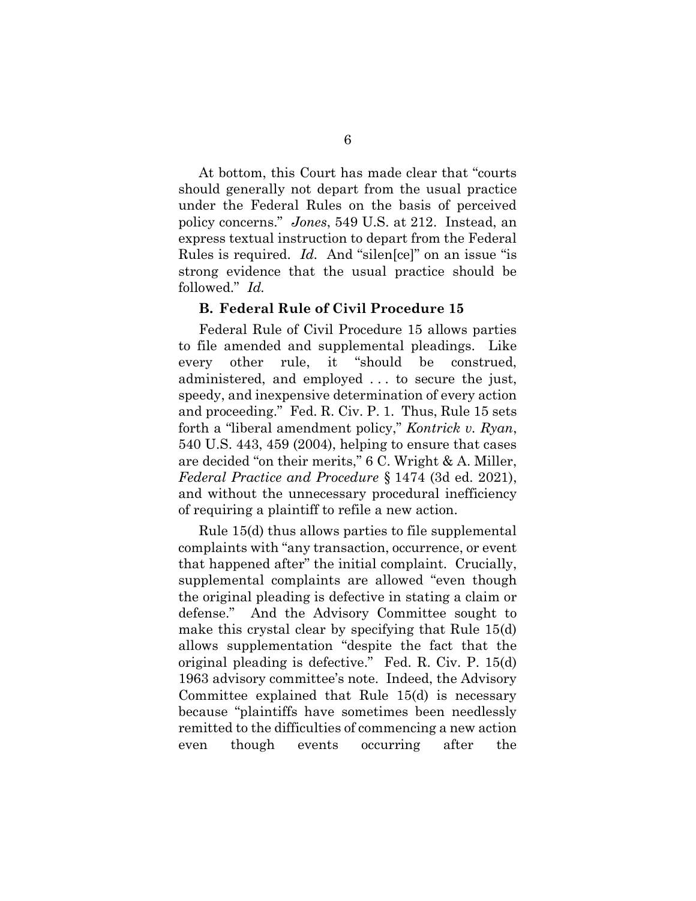At bottom, this Court has made clear that "courts should generally not depart from the usual practice under the Federal Rules on the basis of perceived policy concerns." *Jones*, 549 U.S. at 212. Instead, an express textual instruction to depart from the Federal Rules is required. *Id.* And "silen[ce]" on an issue "is strong evidence that the usual practice should be followed." *Id.*

### B. Federal Rule of Civil Procedure 15

Federal Rule of Civil Procedure 15 allows parties to file amended and supplemental pleadings. Like every other rule, it "should be construed, administered, and employed . . . to secure the just, speedy, and inexpensive determination of every action and proceeding." Fed. R. Civ. P. 1. Thus, Rule 15 sets forth a "liberal amendment policy," *Kontrick v. Ryan*, 540 U.S. 443, 459 (2004), helping to ensure that cases are decided "on their merits," 6 C. Wright & A. Miller, *Federal Practice and Procedure* § 1474 (3d ed. 2021), and without the unnecessary procedural inefficiency of requiring a plaintiff to refile a new action.

Rule 15(d) thus allows parties to file supplemental complaints with "any transaction, occurrence, or event that happened after" the initial complaint. Crucially, supplemental complaints are allowed "even though the original pleading is defective in stating a claim or defense." And the Advisory Committee sought to make this crystal clear by specifying that Rule 15(d) allows supplementation "despite the fact that the original pleading is defective." Fed. R. Civ. P. 15(d) 1963 advisory committee's note. Indeed, the Advisory Committee explained that Rule 15(d) is necessary because "plaintiffs have sometimes been needlessly remitted to the difficulties of commencing a new action even though events occurring after the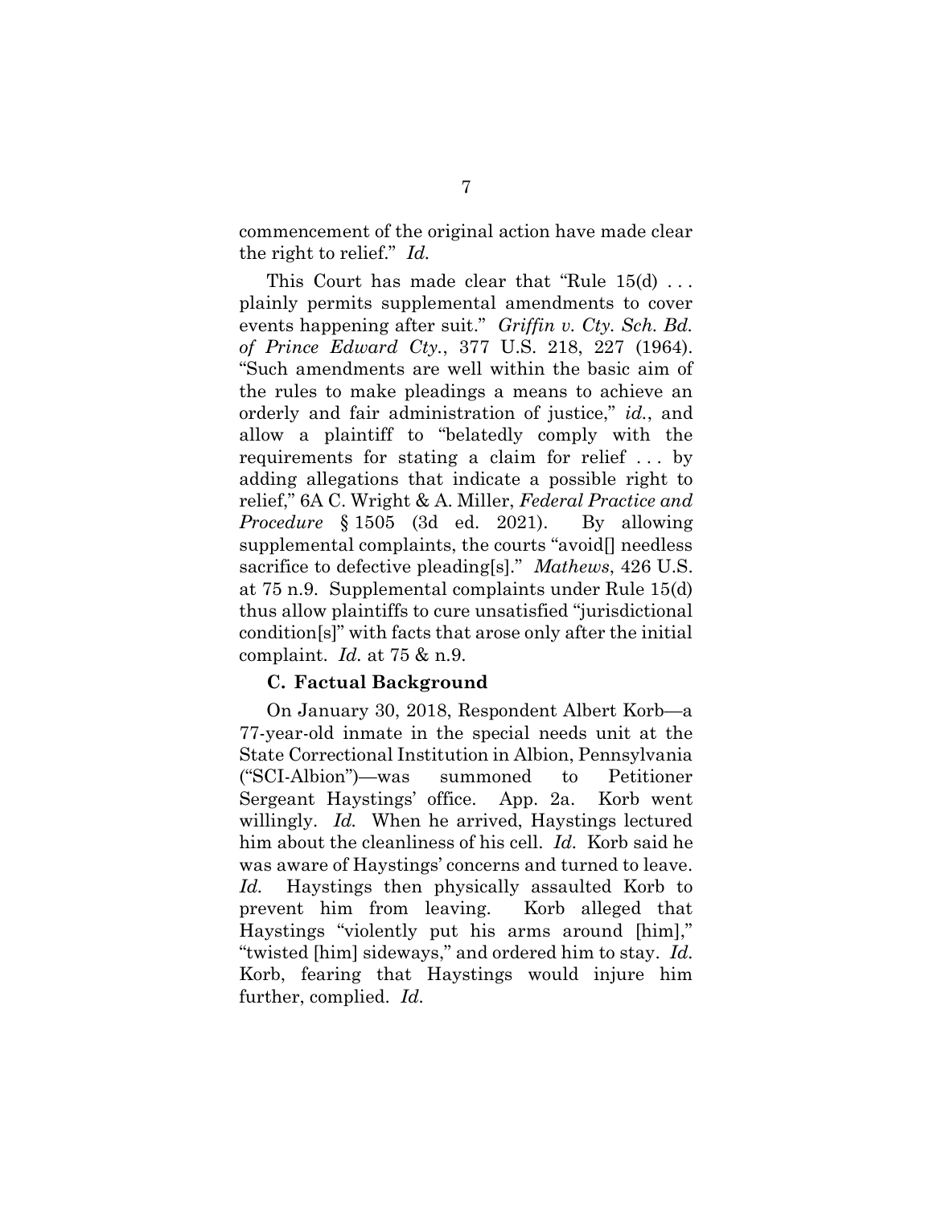commencement of the original action have made clear the right to relief." *Id.*

This Court has made clear that "Rule 15(d) . . . plainly permits supplemental amendments to cover events happening after suit." *Griffin v. Cty. Sch. Bd. of Prince Edward Cty.*, 377 U.S. 218, 227 (1964). "Such amendments are well within the basic aim of the rules to make pleadings a means to achieve an orderly and fair administration of justice," *id.*, and allow a plaintiff to "belatedly comply with the requirements for stating a claim for relief . . . by adding allegations that indicate a possible right to relief," 6A C. Wright & A. Miller, *Federal Practice and Procedure* § 1505 (3d ed. 2021). By allowing supplemental complaints, the courts "avoid[] needless sacrifice to defective pleading[s]." *Mathews*, 426 U.S. at 75 n.9. Supplemental complaints under Rule 15(d) thus allow plaintiffs to cure unsatisfied "jurisdictional condition[s]" with facts that arose only after the initial complaint. *Id.* at 75 & n.9.

### C. Factual Background

On January 30, 2018, Respondent Albert Korb—a 77-year-old inmate in the special needs unit at the State Correctional Institution in Albion, Pennsylvania ("SCI-Albion")—was summoned to Petitioner Sergeant Haystings' office. App. 2a. Korb went willingly. *Id.* When he arrived, Haystings lectured him about the cleanliness of his cell. *Id.* Korb said he was aware of Haystings' concerns and turned to leave. *Id.* Haystings then physically assaulted Korb to prevent him from leaving. Korb alleged that Haystings "violently put his arms around [him]," "twisted [him] sideways," and ordered him to stay. *Id.* Korb, fearing that Haystings would injure him further, complied. *Id.*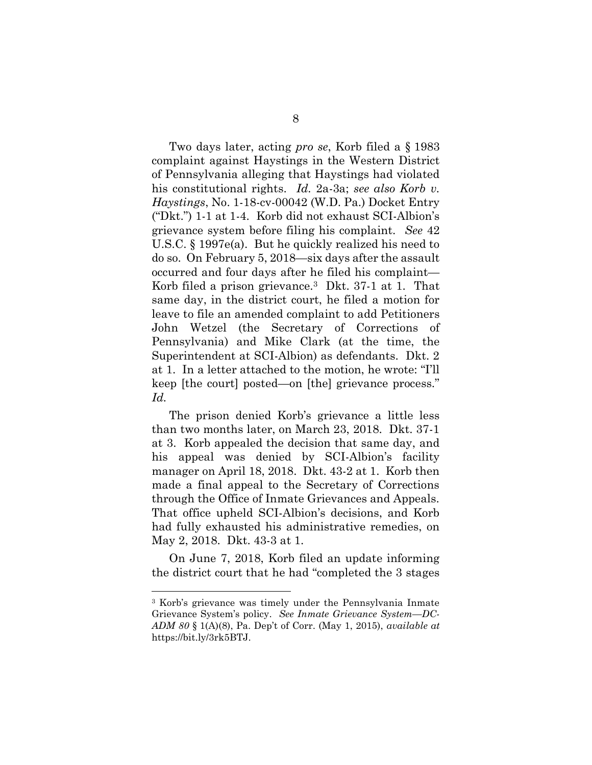Two days later, acting *pro se*, Korb filed a § 1983 complaint against Haystings in the Western District of Pennsylvania alleging that Haystings had violated his constitutional rights. *Id.* 2a-3a; *see also Korb v. Haystings*, No. 1-18-cv-00042 (W.D. Pa.) Docket Entry ("Dkt.") 1-1 at 1-4. Korb did not exhaust SCI-Albion's grievance system before filing his complaint. *See* 42 U.S.C. § 1997e(a). But he quickly realized his need to do so. On February 5, 2018—six days after the assault occurred and four days after he filed his complaint—Korb filed a prison grievance.[3] Dkt. 37-1 at 1. That same day, in the district court, he filed a motion for leave to file an amended complaint to add Petitioners John Wetzel (the Secretary of Corrections of Pennsylvania) and Mike Clark (at the time, the Superintendent at SCI-Albion) as defendants. Dkt. 2 at 1. In a letter attached to the motion, he wrote: "I'll keep [the court] posted—on [the] grievance process." *Id.*

The prison denied Korb's grievance a little less than two months later, on March 23, 2018. Dkt. 37-1 at 3. Korb appealed the decision that same day, and his appeal was denied by SCI-Albion's facility manager on April 18, 2018. Dkt. 43-2 at 1. Korb then made a final appeal to the Secretary of Corrections through the Office of Inmate Grievances and Appeals. That office upheld SCI-Albion's decisions, and Korb had fully exhausted his administrative remedies, on May 2, 2018. Dkt. 43-3 at 1.

On June 7, 2018, Korb filed an update informing the district court that he had "completed the 3 stages

[3] Korb's grievance was timely under the Pennsylvania Inmate Grievance System's policy. *See Inmate Grievance System—DC-ADM 80* § 1(A)(8), Pa. Dep't of Corr. (May 1, 2015), *available at* https://bit.ly/3rk5BTJ.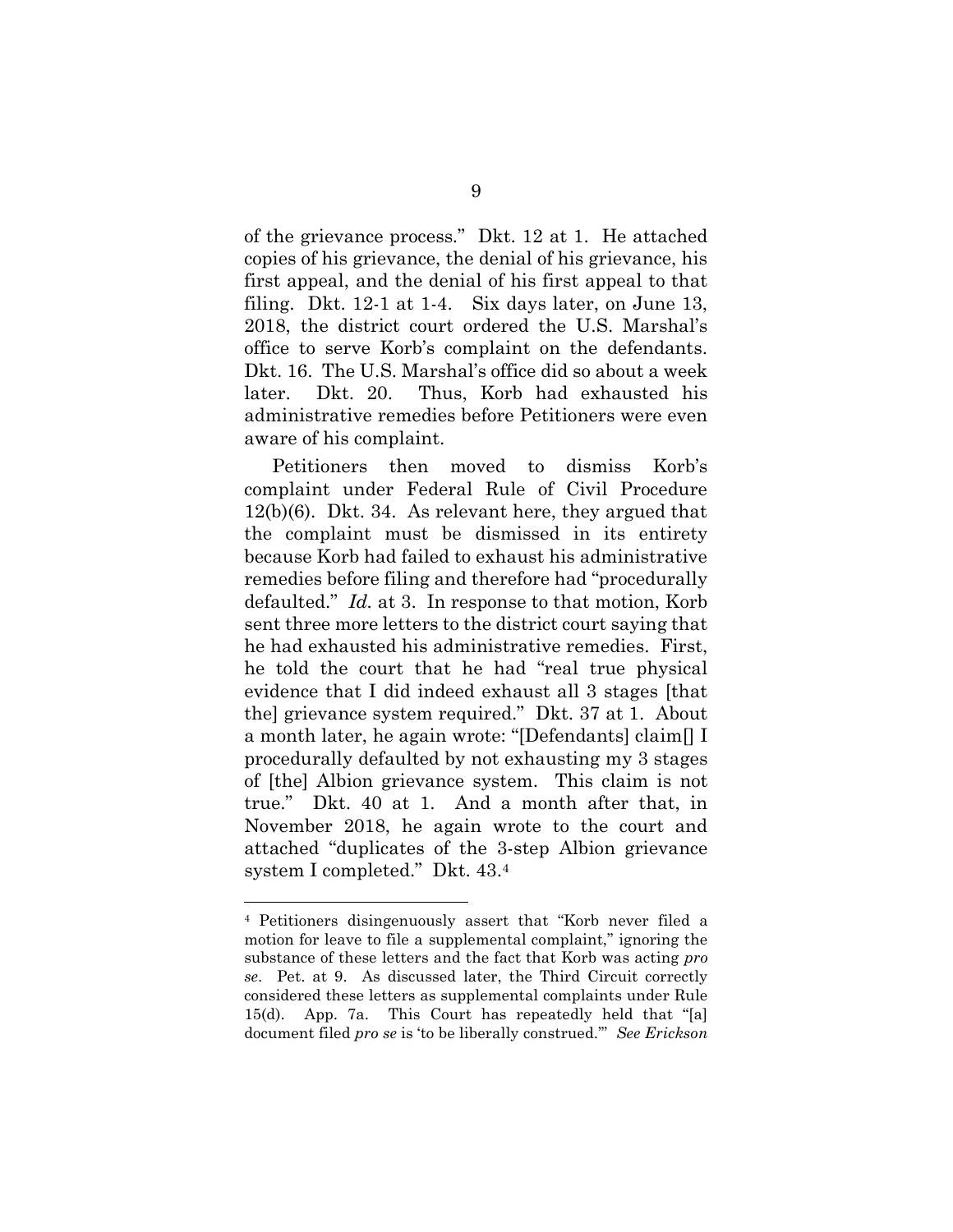of the grievance process." Dkt. 12 at 1. He attached copies of his grievance, the denial of his grievance, his first appeal, and the denial of his first appeal to that filing. Dkt. 12-1 at 1-4. Six days later, on June 13, 2018, the district court ordered the U.S. Marshal's office to serve Korb's complaint on the defendants. Dkt. 16. The U.S. Marshal's office did so about a week later. Dkt. 20. Thus, Korb had exhausted his administrative remedies before Petitioners were even aware of his complaint.

Petitioners then moved to dismiss Korb's complaint under Federal Rule of Civil Procedure 12(b)(6). Dkt. 34. As relevant here, they argued that the complaint must be dismissed in its entirety because Korb had failed to exhaust his administrative remedies before filing and therefore had "procedurally defaulted." *Id.* at 3. In response to that motion, Korb sent three more letters to the district court saying that he had exhausted his administrative remedies. First, he told the court that he had "real true physical evidence that I did indeed exhaust all 3 stages [that the] grievance system required." Dkt. 37 at 1. About a month later, he again wrote: "[Defendants] claim[] I procedurally defaulted by not exhausting my 3 stages of [the] Albion grievance system. This claim is not true." Dkt. 40 at 1. And a month after that, in November 2018, he again wrote to the court and attached "duplicates of the 3-step Albion grievance system I completed." Dkt. 43.[4]

---

[4] Petitioners disingenuously assert that "Korb never filed a motion for leave to file a supplemental complaint," ignoring the substance of these letters and the fact that Korb was acting *pro se*. Pet. at 9. As discussed later, the Third Circuit correctly considered these letters as supplemental complaints under Rule 15(d). App. 7a. This Court has repeatedly held that "[a] document filed *pro se* is 'to be liberally construed.'" *See Erickson*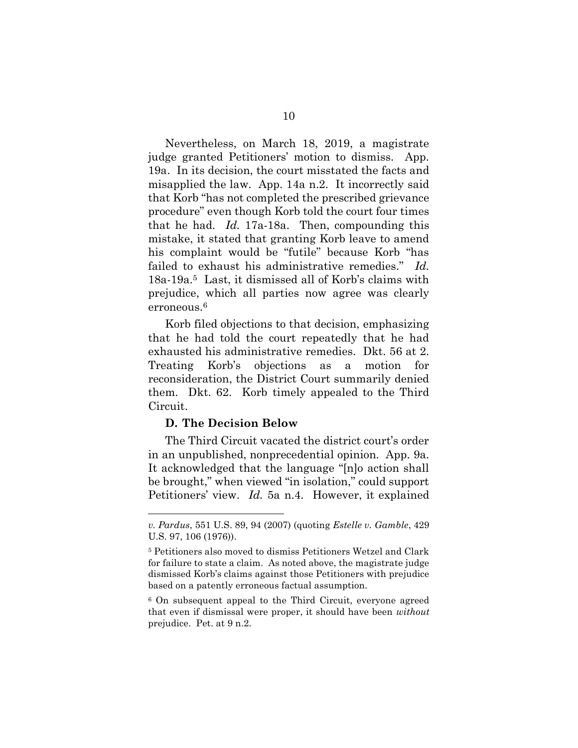Nevertheless, on March 18, 2019, a magistrate judge granted Petitioners' motion to dismiss. App. 19a. In its decision, the court misstated the facts and misapplied the law. App. 14a n.2. It incorrectly said that Korb "has not completed the prescribed grievance procedure" even though Korb told the court four times that he had. *Id.* 17a-18a. Then, compounding this mistake, it stated that granting Korb leave to amend his complaint would be "futile" because Korb "has failed to exhaust his administrative remedies." *Id.* 18a-19a.[5] Last, it dismissed all of Korb's claims with prejudice, which all parties now agree was clearly erroneous.[6]

Korb filed objections to that decision, emphasizing that he had told the court repeatedly that he had exhausted his administrative remedies. Dkt. 56 at 2. Treating Korb's objections as a motion for reconsideration, the District Court summarily denied them. Dkt. 62. Korb timely appealed to the Third Circuit.

**D. The Decision Below**

The Third Circuit vacated the district court's order in an unpublished, nonprecedential opinion. App. 9a. It acknowledged that the language "[n]o action shall be brought," when viewed "in isolation," could support Petitioners' view. *Id.* 5a n.4. However, it explained

---

*v. Pardus*, 551 U.S. 89, 94 (2007) (quoting *Estelle v. Gamble*, 429 U.S. 97, 106 (1976)).

[5] Petitioners also moved to dismiss Petitioners Wetzel and Clark for failure to state a claim. As noted above, the magistrate judge dismissed Korb's claims against those Petitioners with prejudice based on a patently erroneous factual assumption.

[6] On subsequent appeal to the Third Circuit, everyone agreed that even if dismissal were proper, it should have been *without* prejudice. Pet. at 9 n.2.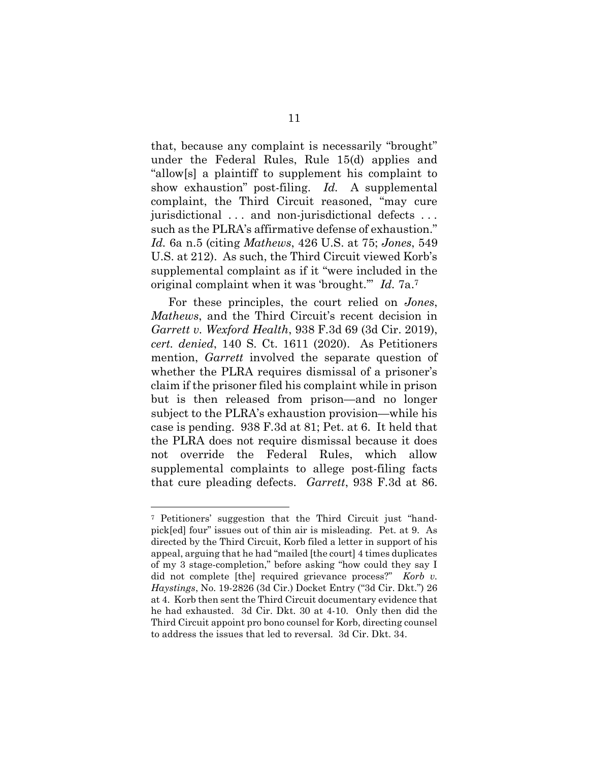that, because any complaint is necessarily "brought" under the Federal Rules, Rule 15(d) applies and "allow[s] a plaintiff to supplement his complaint to show exhaustion" post-filing. *Id.* A supplemental complaint, the Third Circuit reasoned, "may cure jurisdictional . . . and non-jurisdictional defects . . . such as the PLRA's affirmative defense of exhaustion." *Id.* 6a n.5 (citing *Mathews*, 426 U.S. at 75; *Jones*, 549 U.S. at 212). As such, the Third Circuit viewed Korb's supplemental complaint as if it "were included in the original complaint when it was 'brought.'" *Id.* 7a.[7]

For these principles, the court relied on *Jones*, *Mathews*, and the Third Circuit's recent decision in *Garrett v. Wexford Health*, 938 F.3d 69 (3d Cir. 2019), *cert. denied*, 140 S. Ct. 1611 (2020). As Petitioners mention, *Garrett* involved the separate question of whether the PLRA requires dismissal of a prisoner's claim if the prisoner filed his complaint while in prison but is then released from prison—and no longer subject to the PLRA's exhaustion provision—while his case is pending. 938 F.3d at 81; Pet. at 6. It held that the PLRA does not require dismissal because it does not override the Federal Rules, which allow supplemental complaints to allege post-filing facts that cure pleading defects. *Garrett*, 938 F.3d at 86.

---

[7] Petitioners' suggestion that the Third Circuit just "hand-pick[ed] four" issues out of thin air is misleading. Pet. at 9. As directed by the Third Circuit, Korb filed a letter in support of his appeal, arguing that he had "mailed [the court] 4 times duplicates of my 3 stage-completion," before asking "how could they say I did not complete [the] required grievance process?" *Korb v. Haystings*, No. 19-2826 (3d Cir.) Docket Entry ("3d Cir. Dkt.") 26 at 4. Korb then sent the Third Circuit documentary evidence that he had exhausted. 3d Cir. Dkt. 30 at 4-10. Only then did the Third Circuit appoint pro bono counsel for Korb, directing counsel to address the issues that led to reversal. 3d Cir. Dkt. 34.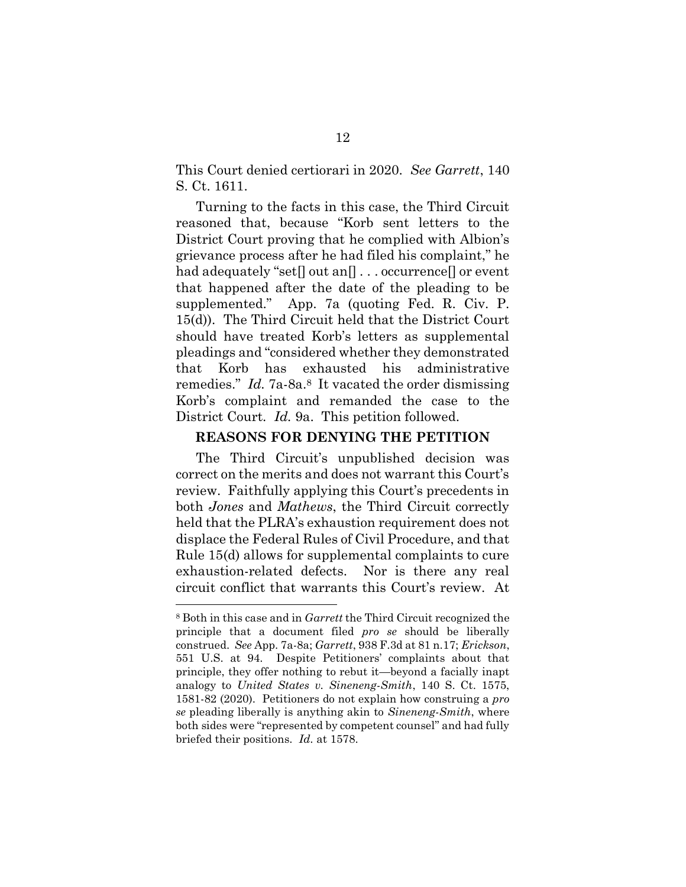This Court denied certiorari in 2020. *See Garrett*, 140 S. Ct. 1611.

Turning to the facts in this case, the Third Circuit reasoned that, because "Korb sent letters to the District Court proving that he complied with Albion's grievance process after he had filed his complaint," he had adequately "set[] out an[] . . . occurrence[] or event that happened after the date of the pleading to be supplemented." App. 7a (quoting Fed. R. Civ. P. 15(d)). The Third Circuit held that the District Court should have treated Korb's letters as supplemental pleadings and "considered whether they demonstrated that Korb has exhausted his administrative remedies." *Id.* 7a-8a.[8] It vacated the order dismissing Korb's complaint and remanded the case to the District Court. *Id.* 9a. This petition followed.

## REASONS FOR DENYING THE PETITION

The Third Circuit's unpublished decision was correct on the merits and does not warrant this Court's review. Faithfully applying this Court's precedents in both *Jones* and *Mathews*, the Third Circuit correctly held that the PLRA's exhaustion requirement does not displace the Federal Rules of Civil Procedure, and that Rule 15(d) allows for supplemental complaints to cure exhaustion-related defects. Nor is there any real circuit conflict that warrants this Court's review. At

---

[8] Both in this case and in *Garrett* the Third Circuit recognized the principle that a document filed *pro se* should be liberally construed. *See* App. 7a-8a; *Garrett*, 938 F.3d at 81 n.17; *Erickson*, 551 U.S. at 94. Despite Petitioners' complaints about that principle, they offer nothing to rebut it—beyond a facially inapt analogy to *United States v. Sineneng-Smith*, 140 S. Ct. 1575, 1581-82 (2020). Petitioners do not explain how construing a *pro se* pleading liberally is anything akin to *Sineneng-Smith*, where both sides were "represented by competent counsel" and had fully briefed their positions. *Id.* at 1578.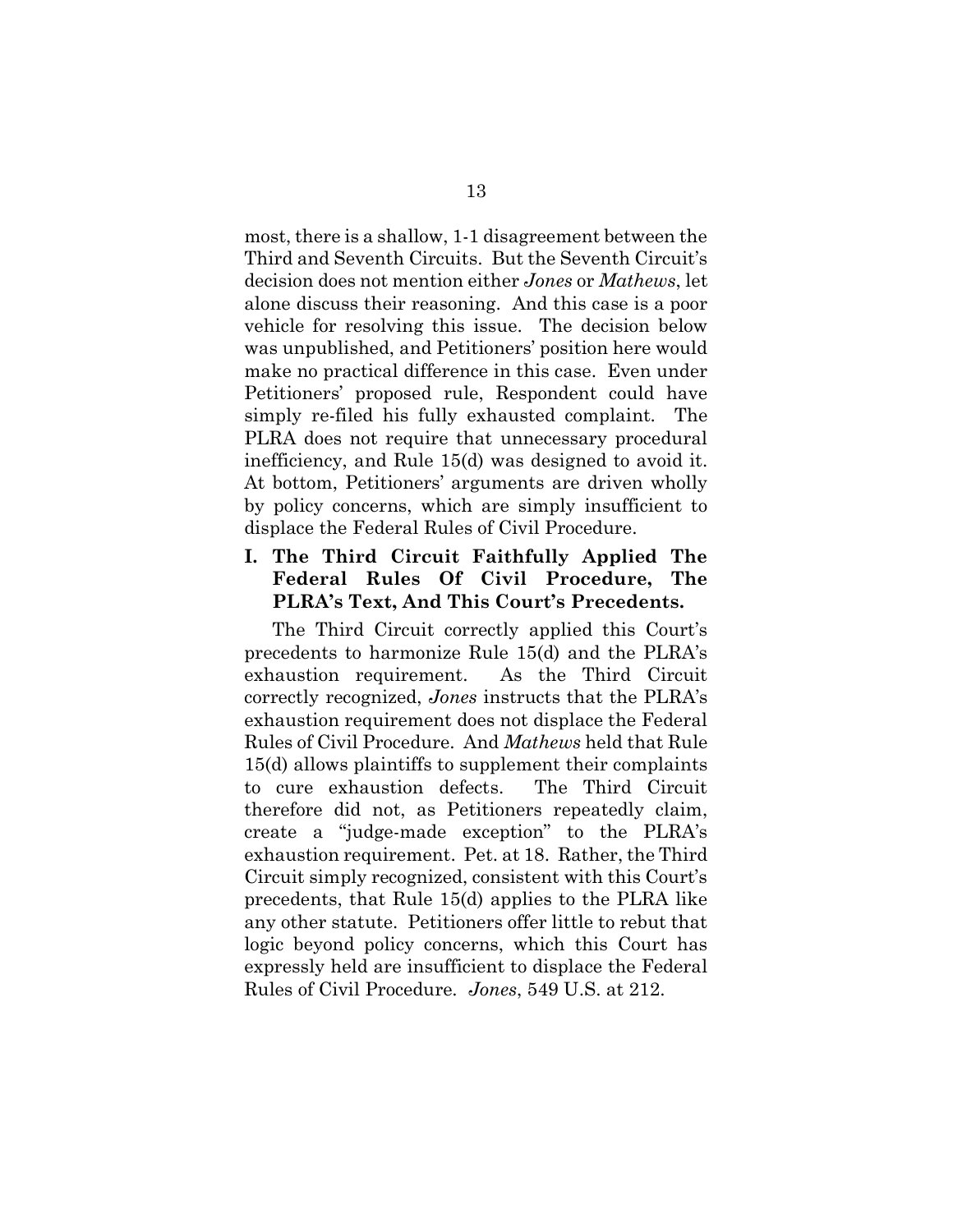most, there is a shallow, 1-1 disagreement between the Third and Seventh Circuits. But the Seventh Circuit's decision does not mention either *Jones* or *Mathews*, let alone discuss their reasoning. And this case is a poor vehicle for resolving this issue. The decision below was unpublished, and Petitioners' position here would make no practical difference in this case. Even under Petitioners' proposed rule, Respondent could have simply re-filed his fully exhausted complaint. The PLRA does not require that unnecessary procedural inefficiency, and Rule 15(d) was designed to avoid it. At bottom, Petitioners' arguments are driven wholly by policy concerns, which are simply insufficient to displace the Federal Rules of Civil Procedure.

## I. The Third Circuit Faithfully Applied The Federal Rules Of Civil Procedure, The PLRA's Text, And This Court's Precedents.

The Third Circuit correctly applied this Court's precedents to harmonize Rule 15(d) and the PLRA's exhaustion requirement. As the Third Circuit correctly recognized, *Jones* instructs that the PLRA's exhaustion requirement does not displace the Federal Rules of Civil Procedure. And *Mathews* held that Rule 15(d) allows plaintiffs to supplement their complaints to cure exhaustion defects. The Third Circuit therefore did not, as Petitioners repeatedly claim, create a "judge-made exception" to the PLRA's exhaustion requirement. Pet. at 18. Rather, the Third Circuit simply recognized, consistent with this Court's precedents, that Rule 15(d) applies to the PLRA like any other statute. Petitioners offer little to rebut that logic beyond policy concerns, which this Court has expressly held are insufficient to displace the Federal Rules of Civil Procedure. *Jones*, 549 U.S. at 212.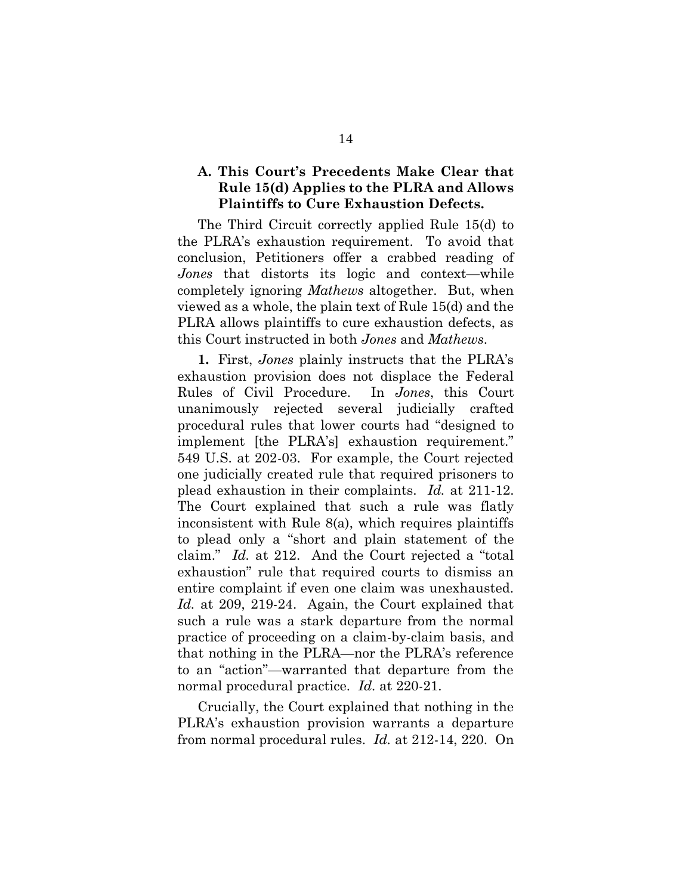### A. This Court's Precedents Make Clear that Rule 15(d) Applies to the PLRA and Allows Plaintiffs to Cure Exhaustion Defects.

The Third Circuit correctly applied Rule 15(d) to the PLRA's exhaustion requirement. To avoid that conclusion, Petitioners offer a crabbed reading of *Jones* that distorts its logic and context—while completely ignoring *Mathews* altogether. But, when viewed as a whole, the plain text of Rule 15(d) and the PLRA allows plaintiffs to cure exhaustion defects, as this Court instructed in both *Jones* and *Mathews*.

**1.** First, *Jones* plainly instructs that the PLRA's exhaustion provision does not displace the Federal Rules of Civil Procedure. In *Jones*, this Court unanimously rejected several judicially crafted procedural rules that lower courts had "designed to implement [the PLRA's] exhaustion requirement." 549 U.S. at 202-03. For example, the Court rejected one judicially created rule that required prisoners to plead exhaustion in their complaints. *Id.* at 211-12. The Court explained that such a rule was flatly inconsistent with Rule 8(a), which requires plaintiffs to plead only a "short and plain statement of the claim." *Id.* at 212. And the Court rejected a "total exhaustion" rule that required courts to dismiss an entire complaint if even one claim was unexhausted. *Id.* at 209, 219-24. Again, the Court explained that such a rule was a stark departure from the normal practice of proceeding on a claim-by-claim basis, and that nothing in the PLRA—nor the PLRA's reference to an "action"—warranted that departure from the normal procedural practice. *Id.* at 220-21.

Crucially, the Court explained that nothing in the PLRA's exhaustion provision warrants a departure from normal procedural rules. *Id.* at 212-14, 220. On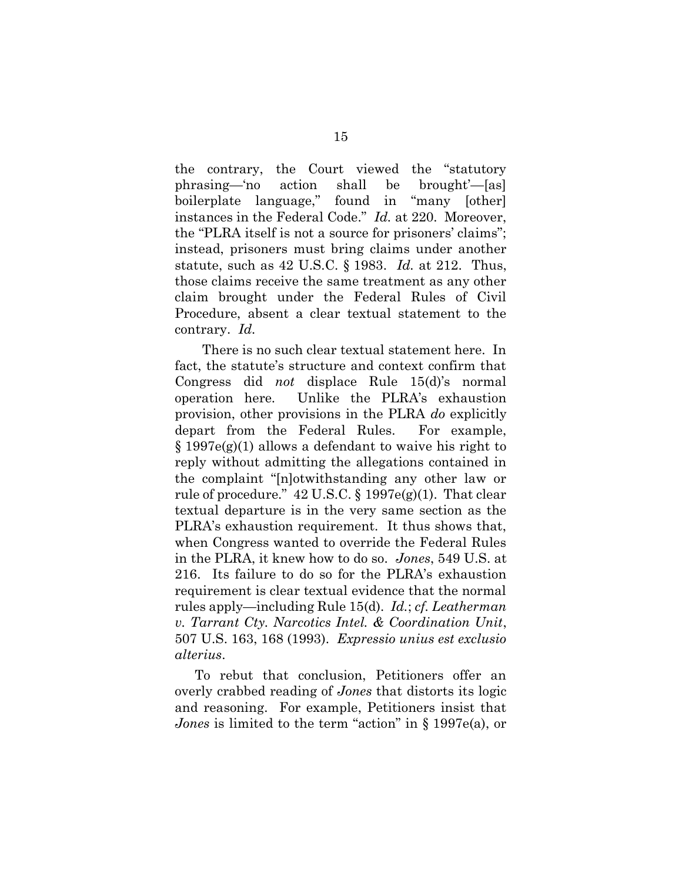the contrary, the Court viewed the "statutory phrasing—'no action shall be brought'—[as] boilerplate language," found in "many [other] instances in the Federal Code." *Id.* at 220. Moreover, the "PLRA itself is not a source for prisoners' claims"; instead, prisoners must bring claims under another statute, such as 42 U.S.C. § 1983. *Id.* at 212. Thus, those claims receive the same treatment as any other claim brought under the Federal Rules of Civil Procedure, absent a clear textual statement to the contrary. *Id.*

There is no such clear textual statement here. In fact, the statute's structure and context confirm that Congress did *not* displace Rule 15(d)'s normal operation here. Unlike the PLRA's exhaustion provision, other provisions in the PLRA *do* explicitly depart from the Federal Rules. For example, § 1997e(g)(1) allows a defendant to waive his right to reply without admitting the allegations contained in the complaint "[n]otwithstanding any other law or rule of procedure." 42 U.S.C. § 1997e(g)(1). That clear textual departure is in the very same section as the PLRA's exhaustion requirement. It thus shows that, when Congress wanted to override the Federal Rules in the PLRA, it knew how to do so. *Jones*, 549 U.S. at 216. Its failure to do so for the PLRA's exhaustion requirement is clear textual evidence that the normal rules apply—including Rule 15(d). *Id.*; *cf. Leatherman v. Tarrant Cty. Narcotics Intel. & Coordination Unit*, 507 U.S. 163, 168 (1993). *Expressio unius est exclusio alterius*.

To rebut that conclusion, Petitioners offer an overly crabbed reading of *Jones* that distorts its logic and reasoning. For example, Petitioners insist that *Jones* is limited to the term "action" in § 1997e(a), or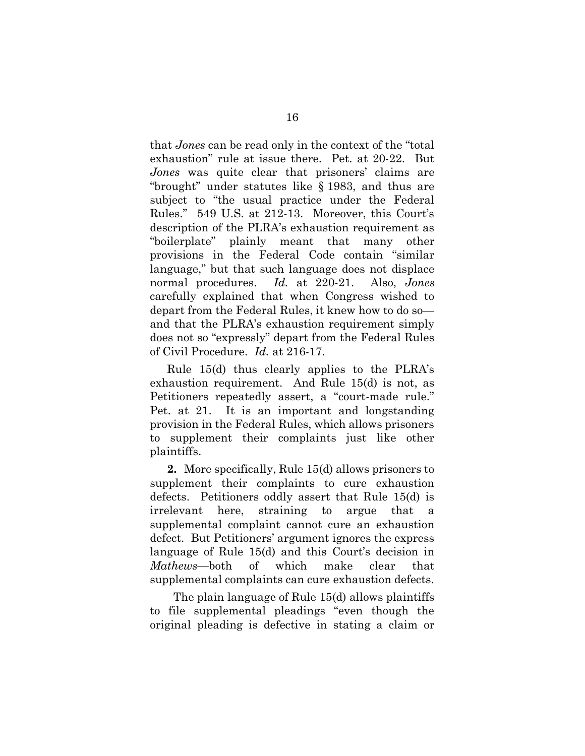that *Jones* can be read only in the context of the "total exhaustion" rule at issue there. Pet. at 20-22. But *Jones* was quite clear that prisoners' claims are "brought" under statutes like § 1983, and thus are subject to "the usual practice under the Federal Rules." 549 U.S. at 212-13. Moreover, this Court's description of the PLRA's exhaustion requirement as "boilerplate" plainly meant that many other provisions in the Federal Code contain "similar language," but that such language does not displace normal procedures. *Id.* at 220-21. Also, *Jones* carefully explained that when Congress wished to depart from the Federal Rules, it knew how to do so—and that the PLRA's exhaustion requirement simply does not so "expressly" depart from the Federal Rules of Civil Procedure. *Id.* at 216-17.

Rule 15(d) thus clearly applies to the PLRA's exhaustion requirement. And Rule 15(d) is not, as Petitioners repeatedly assert, a "court-made rule." Pet. at 21. It is an important and longstanding provision in the Federal Rules, which allows prisoners to supplement their complaints just like other plaintiffs.

**2.** More specifically, Rule 15(d) allows prisoners to supplement their complaints to cure exhaustion defects. Petitioners oddly assert that Rule 15(d) is irrelevant here, straining to argue that a supplemental complaint cannot cure an exhaustion defect. But Petitioners' argument ignores the express language of Rule 15(d) and this Court's decision in *Mathews*—both of which make clear that supplemental complaints can cure exhaustion defects.

The plain language of Rule 15(d) allows plaintiffs to file supplemental pleadings "even though the original pleading is defective in stating a claim or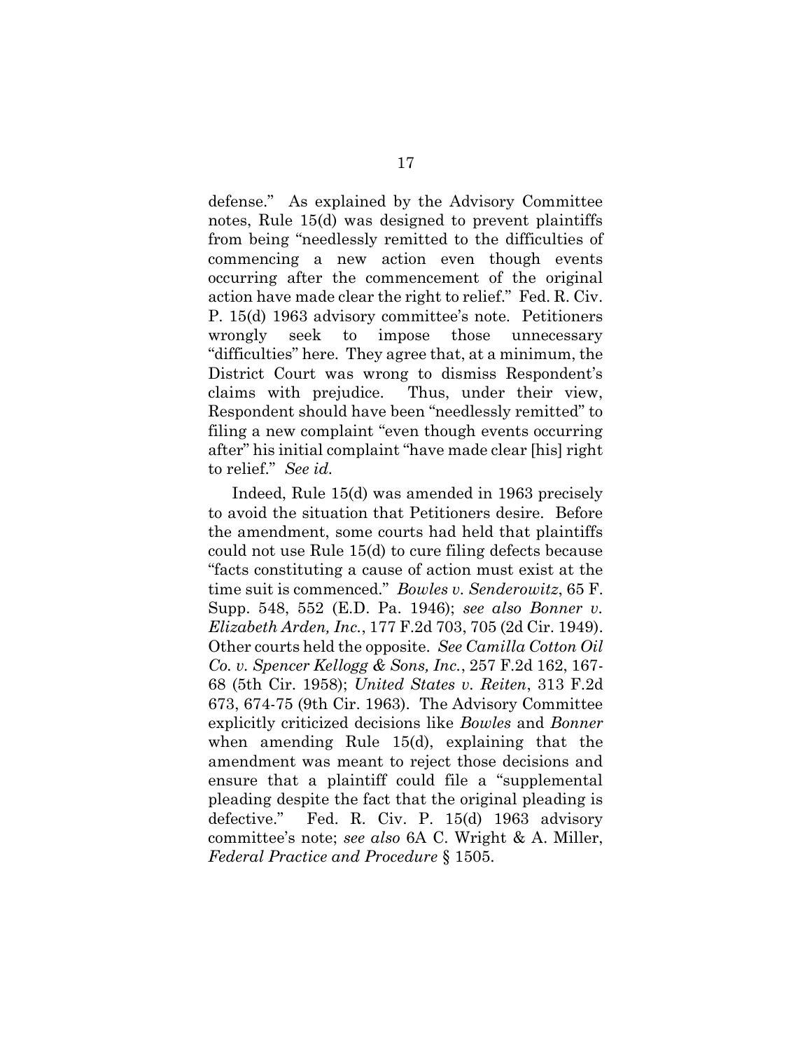defense." As explained by the Advisory Committee notes, Rule 15(d) was designed to prevent plaintiffs from being "needlessly remitted to the difficulties of commencing a new action even though events occurring after the commencement of the original action have made clear the right to relief." Fed. R. Civ. P. 15(d) 1963 advisory committee's note. Petitioners wrongly seek to impose those unnecessary "difficulties" here. They agree that, at a minimum, the District Court was wrong to dismiss Respondent's claims with prejudice. Thus, under their view, Respondent should have been "needlessly remitted" to filing a new complaint "even though events occurring after" his initial complaint "have made clear [his] right to relief." *See id.*

Indeed, Rule 15(d) was amended in 1963 precisely to avoid the situation that Petitioners desire. Before the amendment, some courts had held that plaintiffs could not use Rule 15(d) to cure filing defects because "facts constituting a cause of action must exist at the time suit is commenced." *Bowles v. Senderowitz*, 65 F. Supp. 548, 552 (E.D. Pa. 1946); *see also Bonner v. Elizabeth Arden, Inc.*, 177 F.2d 703, 705 (2d Cir. 1949). Other courts held the opposite. *See Camilla Cotton Oil Co. v. Spencer Kellogg & Sons, Inc.*, 257 F.2d 162, 167-68 (5th Cir. 1958); *United States v. Reiten*, 313 F.2d 673, 674-75 (9th Cir. 1963). The Advisory Committee explicitly criticized decisions like *Bowles* and *Bonner* when amending Rule 15(d), explaining that the amendment was meant to reject those decisions and ensure that a plaintiff could file a "supplemental pleading despite the fact that the original pleading is defective." Fed. R. Civ. P. 15(d) 1963 advisory committee's note; *see also* 6A C. Wright & A. Miller, *Federal Practice and Procedure* § 1505.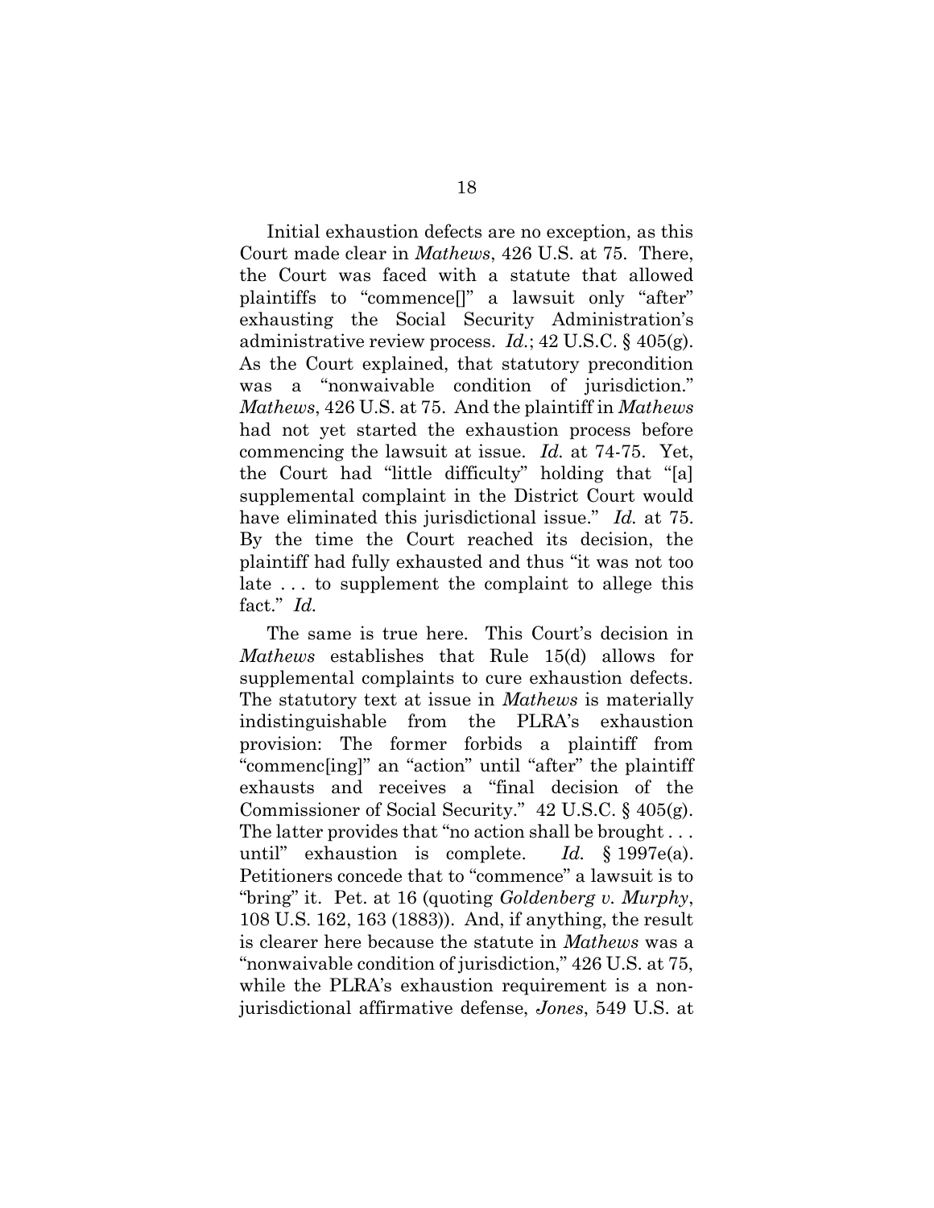Initial exhaustion defects are no exception, as this Court made clear in *Mathews*, 426 U.S. at 75. There, the Court was faced with a statute that allowed plaintiffs to "commence[]" a lawsuit only "after" exhausting the Social Security Administration's administrative review process. *Id.*; 42 U.S.C. § 405(g). As the Court explained, that statutory precondition was a "nonwaivable condition of jurisdiction." *Mathews*, 426 U.S. at 75. And the plaintiff in *Mathews* had not yet started the exhaustion process before commencing the lawsuit at issue. *Id.* at 74-75. Yet, the Court had "little difficulty" holding that "[a] supplemental complaint in the District Court would have eliminated this jurisdictional issue." *Id.* at 75. By the time the Court reached its decision, the plaintiff had fully exhausted and thus "it was not too late . . . to supplement the complaint to allege this fact." *Id.*

The same is true here. This Court's decision in *Mathews* establishes that Rule 15(d) allows for supplemental complaints to cure exhaustion defects. The statutory text at issue in *Mathews* is materially indistinguishable from the PLRA's exhaustion provision: The former forbids a plaintiff from "commenc[ing]" an "action" until "after" the plaintiff exhausts and receives a "final decision of the Commissioner of Social Security." 42 U.S.C. § 405(g). The latter provides that "no action shall be brought . . . until" exhaustion is complete. *Id.* § 1997e(a). Petitioners concede that to "commence" a lawsuit is to "bring" it. Pet. at 16 (quoting *Goldenberg v. Murphy*, 108 U.S. 162, 163 (1883)). And, if anything, the result is clearer here because the statute in *Mathews* was a "nonwaivable condition of jurisdiction," 426 U.S. at 75, while the PLRA's exhaustion requirement is a non-jurisdictional affirmative defense, *Jones*, 549 U.S. at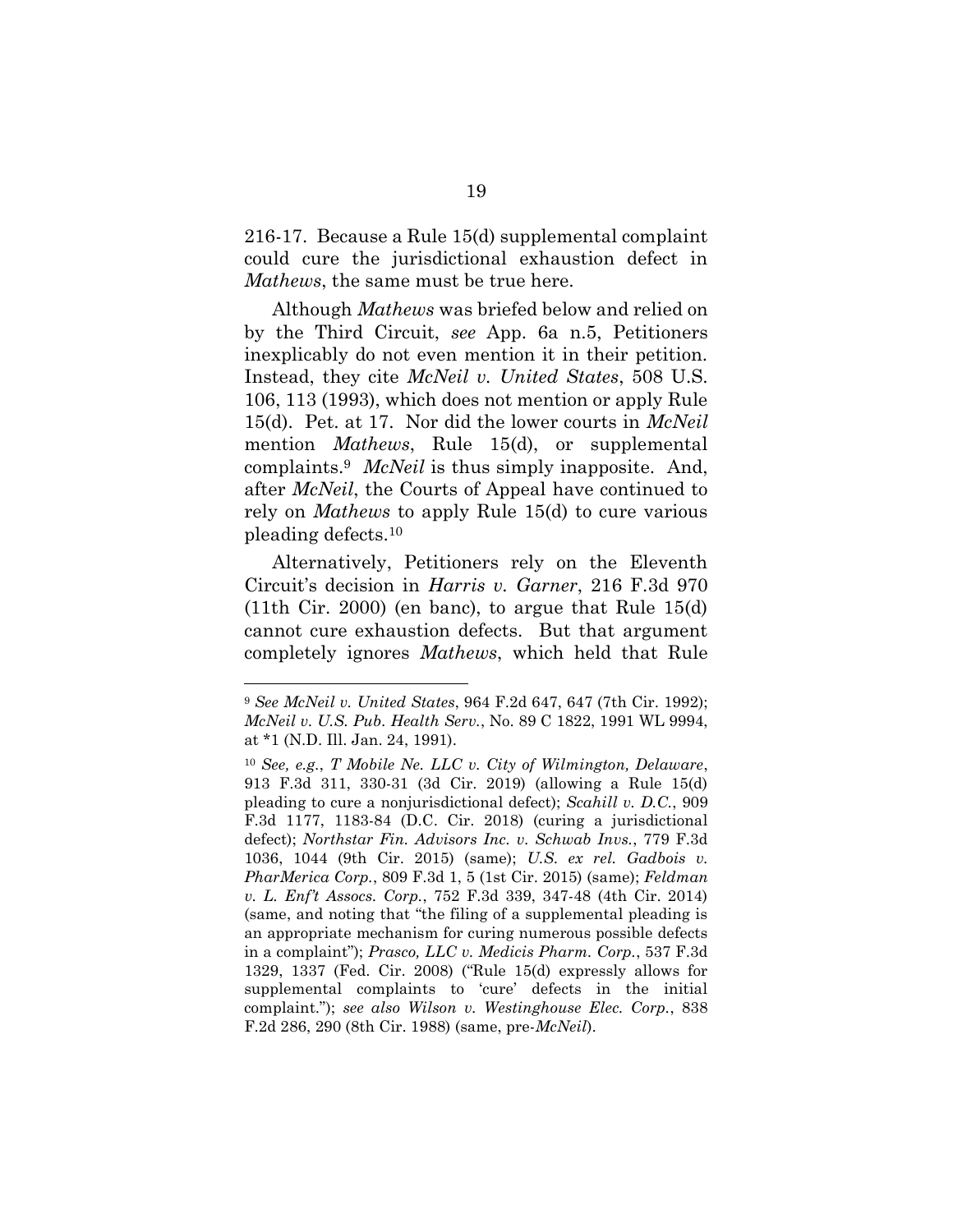216-17. Because a Rule 15(d) supplemental complaint could cure the jurisdictional exhaustion defect in *Mathews*, the same must be true here.

Although *Mathews* was briefed below and relied on by the Third Circuit, *see* App. 6a n.5, Petitioners inexplicably do not even mention it in their petition. Instead, they cite *McNeil v. United States*, 508 U.S. 106, 113 (1993), which does not mention or apply Rule 15(d). Pet. at 17. Nor did the lower courts in *McNeil* mention *Mathews*, Rule 15(d), or supplemental complaints.[9] *McNeil* is thus simply inapposite. And, after *McNeil*, the Courts of Appeal have continued to rely on *Mathews* to apply Rule 15(d) to cure various pleading defects.[10]

Alternatively, Petitioners rely on the Eleventh Circuit's decision in *Harris v. Garner*, 216 F.3d 970 (11th Cir. 2000) (en banc), to argue that Rule 15(d) cannot cure exhaustion defects. But that argument completely ignores *Mathews*, which held that Rule

---

[9] *See McNeil v. United States*, 964 F.2d 647, 647 (7th Cir. 1992); *McNeil v. U.S. Pub. Health Serv.*, No. 89 C 1822, 1991 WL 9994, at *1 (N.D. Ill. Jan. 24, 1991).

[10] *See, e.g.*, *T Mobile Ne. LLC v. City of Wilmington, Delaware*, 913 F.3d 311, 330-31 (3d Cir. 2019) (allowing a Rule 15(d) pleading to cure a nonjurisdictional defect); *Scahill v. D.C.*, 909 F.3d 1177, 1183-84 (D.C. Cir. 2018) (curing a jurisdictional defect); *Northstar Fin. Advisors Inc. v. Schwab Invs.*, 779 F.3d 1036, 1044 (9th Cir. 2015) (same); *U.S. ex rel. Gadbois v. PharMerica Corp.*, 809 F.3d 1, 5 (1st Cir. 2015) (same); *Feldman v. L. Enf't Assocs. Corp.*, 752 F.3d 339, 347-48 (4th Cir. 2014) (same, and noting that "the filing of a supplemental pleading is an appropriate mechanism for curing numerous possible defects in a complaint"); *Prasco, LLC v. Medicis Pharm. Corp.*, 537 F.3d 1329, 1337 (Fed. Cir. 2008) ("Rule 15(d) expressly allows for supplemental complaints to 'cure' defects in the initial complaint."); *see also Wilson v. Westinghouse Elec. Corp.*, 838 F.2d 286, 290 (8th Cir. 1988) (same, pre-*McNeil*).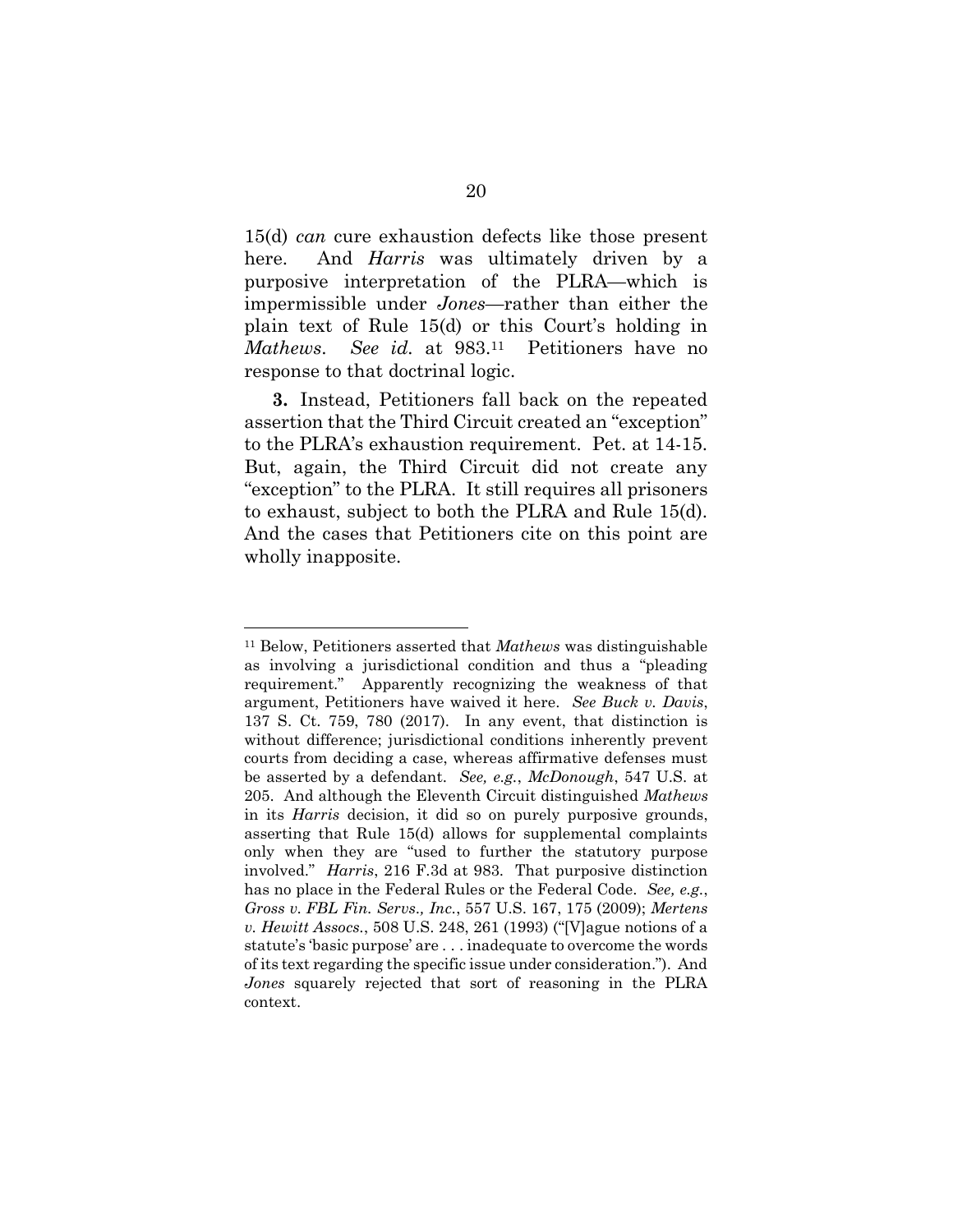15(d) *can* cure exhaustion defects like those present here. And *Harris* was ultimately driven by a purposive interpretation of the PLRA—which is impermissible under *Jones*—rather than either the plain text of Rule 15(d) or this Court's holding in *Mathews*. *See id.* at 983.[11] Petitioners have no response to that doctrinal logic.

**3.** Instead, Petitioners fall back on the repeated assertion that the Third Circuit created an "exception" to the PLRA's exhaustion requirement. Pet. at 14-15. But, again, the Third Circuit did not create any "exception" to the PLRA. It still requires all prisoners to exhaust, subject to both the PLRA and Rule 15(d). And the cases that Petitioners cite on this point are wholly inapposite.

---

[11] Below, Petitioners asserted that *Mathews* was distinguishable as involving a jurisdictional condition and thus a "pleading requirement." Apparently recognizing the weakness of that argument, Petitioners have waived it here. *See Buck v. Davis*, 137 S. Ct. 759, 780 (2017). In any event, that distinction is without difference; jurisdictional conditions inherently prevent courts from deciding a case, whereas affirmative defenses must be asserted by a defendant. *See, e.g.*, *McDonough*, 547 U.S. at 205. And although the Eleventh Circuit distinguished *Mathews* in its *Harris* decision, it did so on purely purposive grounds, asserting that Rule 15(d) allows for supplemental complaints only when they are "used to further the statutory purpose involved." *Harris*, 216 F.3d at 983. That purposive distinction has no place in the Federal Rules or the Federal Code. *See, e.g.*, *Gross v. FBL Fin. Servs., Inc.*, 557 U.S. 167, 175 (2009); *Mertens v. Hewitt Assocs.*, 508 U.S. 248, 261 (1993) ("[V]ague notions of a statute's 'basic purpose' are . . . inadequate to overcome the words of its text regarding the specific issue under consideration."). And *Jones* squarely rejected that sort of reasoning in the PLRA context.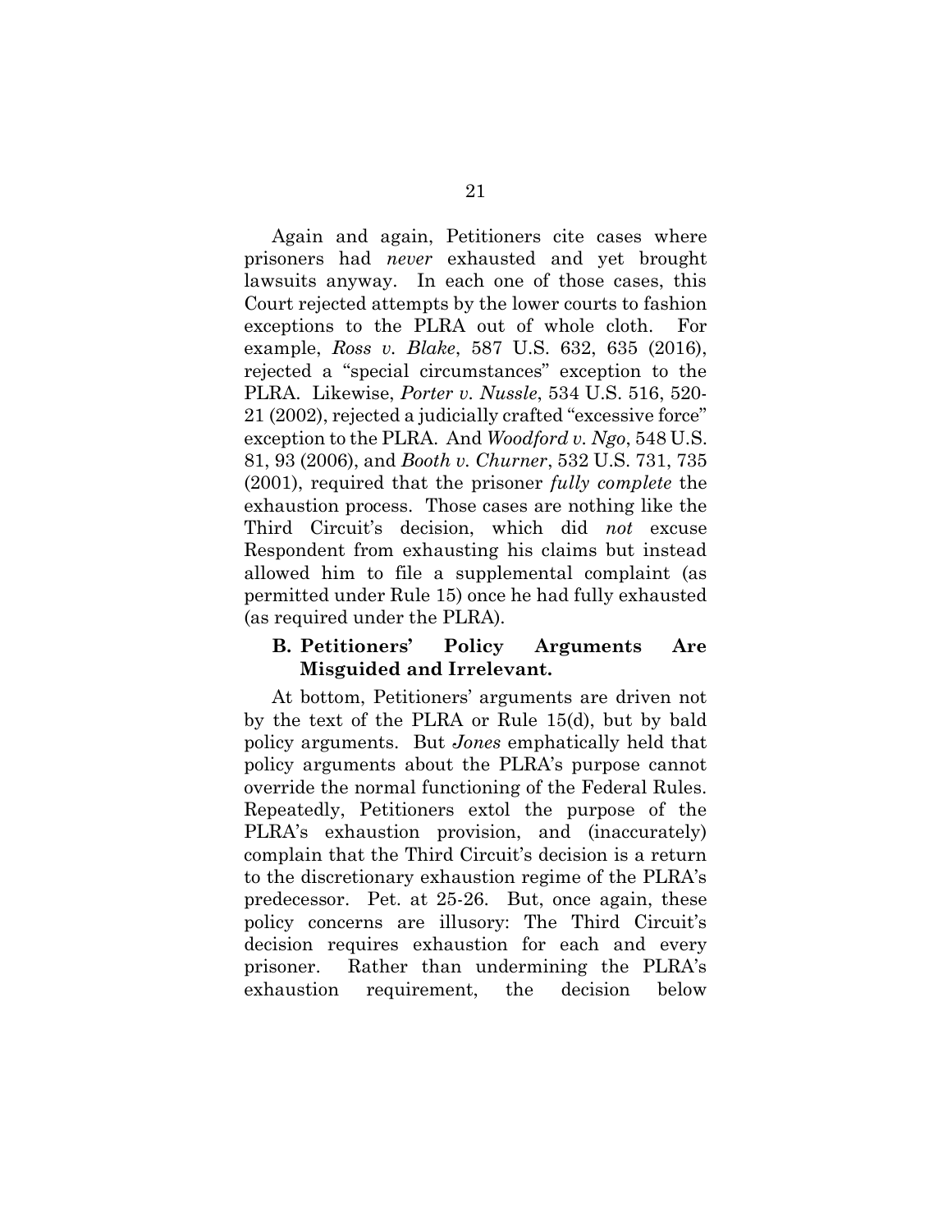Again and again, Petitioners cite cases where prisoners had *never* exhausted and yet brought lawsuits anyway. In each one of those cases, this Court rejected attempts by the lower courts to fashion exceptions to the PLRA out of whole cloth. For example, *Ross v. Blake*, 587 U.S. 632, 635 (2016), rejected a "special circumstances" exception to the PLRA. Likewise, *Porter v. Nussle*, 534 U.S. 516, 520-21 (2002), rejected a judicially crafted "excessive force" exception to the PLRA. And *Woodford v. Ngo*, 548 U.S. 81, 93 (2006), and *Booth v. Churner*, 532 U.S. 731, 735 (2001), required that the prisoner *fully complete* the exhaustion process. Those cases are nothing like the Third Circuit's decision, which did *not* excuse Respondent from exhausting his claims but instead allowed him to file a supplemental complaint (as permitted under Rule 15) once he had fully exhausted (as required under the PLRA).

### B. Petitioners' Policy Arguments Are Misguided and Irrelevant.

At bottom, Petitioners' arguments are driven not by the text of the PLRA or Rule 15(d), but by bald policy arguments. But *Jones* emphatically held that policy arguments about the PLRA's purpose cannot override the normal functioning of the Federal Rules. Repeatedly, Petitioners extol the purpose of the PLRA's exhaustion provision, and (inaccurately) complain that the Third Circuit's decision is a return to the discretionary exhaustion regime of the PLRA's predecessor. Pet. at 25-26. But, once again, these policy concerns are illusory: The Third Circuit's decision requires exhaustion for each and every prisoner. Rather than undermining the PLRA's exhaustion requirement, the decision below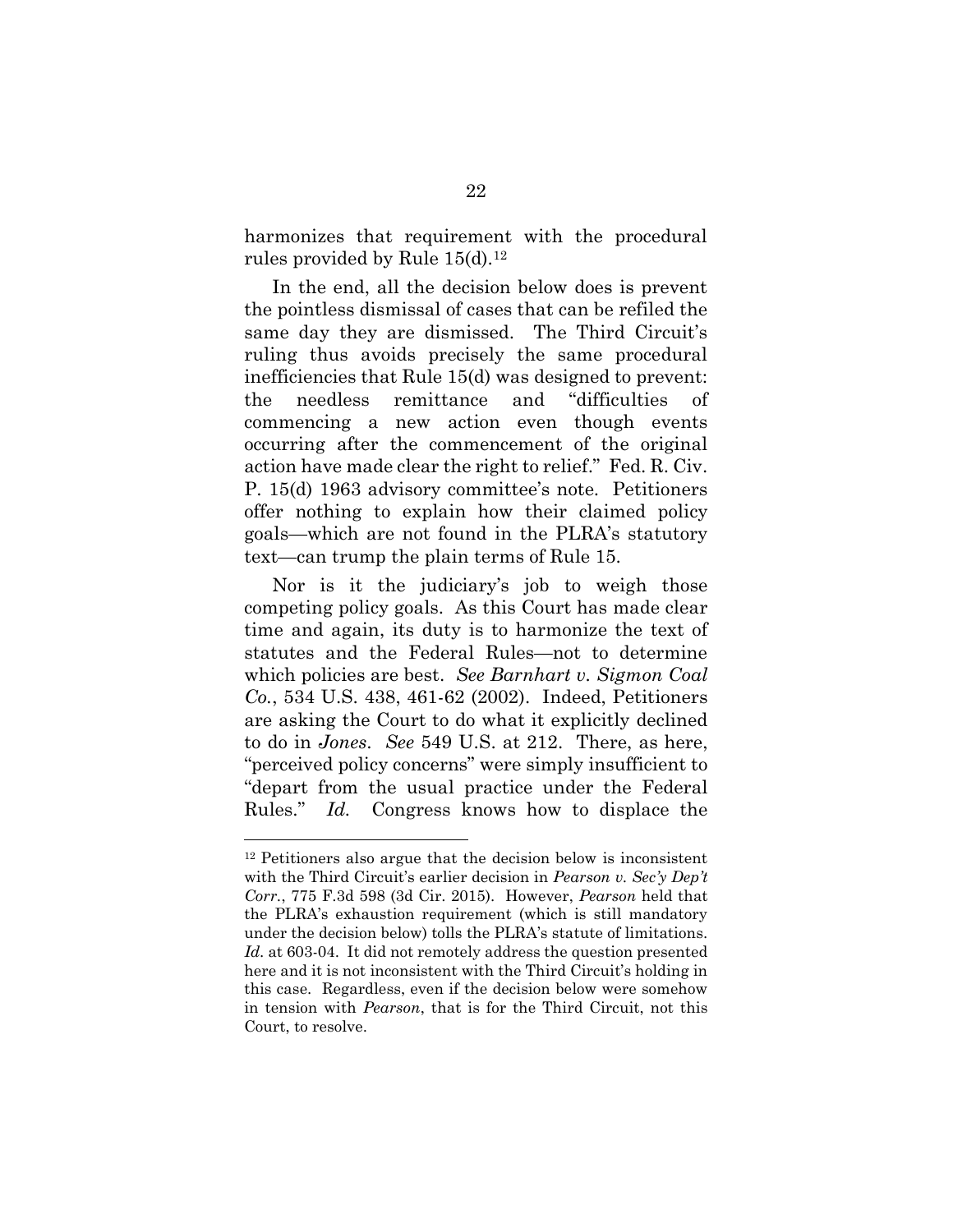harmonizes that requirement with the procedural rules provided by Rule 15(d).[12]

In the end, all the decision below does is prevent the pointless dismissal of cases that can be refiled the same day they are dismissed. The Third Circuit's ruling thus avoids precisely the same procedural inefficiencies that Rule 15(d) was designed to prevent: the needless remittance and "difficulties of commencing a new action even though events occurring after the commencement of the original action have made clear the right to relief." Fed. R. Civ. P. 15(d) 1963 advisory committee's note. Petitioners offer nothing to explain how their claimed policy goals—which are not found in the PLRA's statutory text—can trump the plain terms of Rule 15.

Nor is it the judiciary's job to weigh those competing policy goals. As this Court has made clear time and again, its duty is to harmonize the text of statutes and the Federal Rules—not to determine which policies are best. *See Barnhart v. Sigmon Coal Co.*, 534 U.S. 438, 461-62 (2002). Indeed, Petitioners are asking the Court to do what it explicitly declined to do in *Jones*. *See* 549 U.S. at 212. There, as here, "perceived policy concerns" were simply insufficient to "depart from the usual practice under the Federal Rules." *Id.* Congress knows how to displace the

---

[12] Petitioners also argue that the decision below is inconsistent with the Third Circuit's earlier decision in *Pearson v. Sec'y Dep't Corr.*, 775 F.3d 598 (3d Cir. 2015). However, *Pearson* held that the PLRA's exhaustion requirement (which is still mandatory under the decision below) tolls the PLRA's statute of limitations. *Id.* at 603-04. It did not remotely address the question presented here and it is not inconsistent with the Third Circuit's holding in this case. Regardless, even if the decision below were somehow in tension with *Pearson*, that is for the Third Circuit, not this Court, to resolve.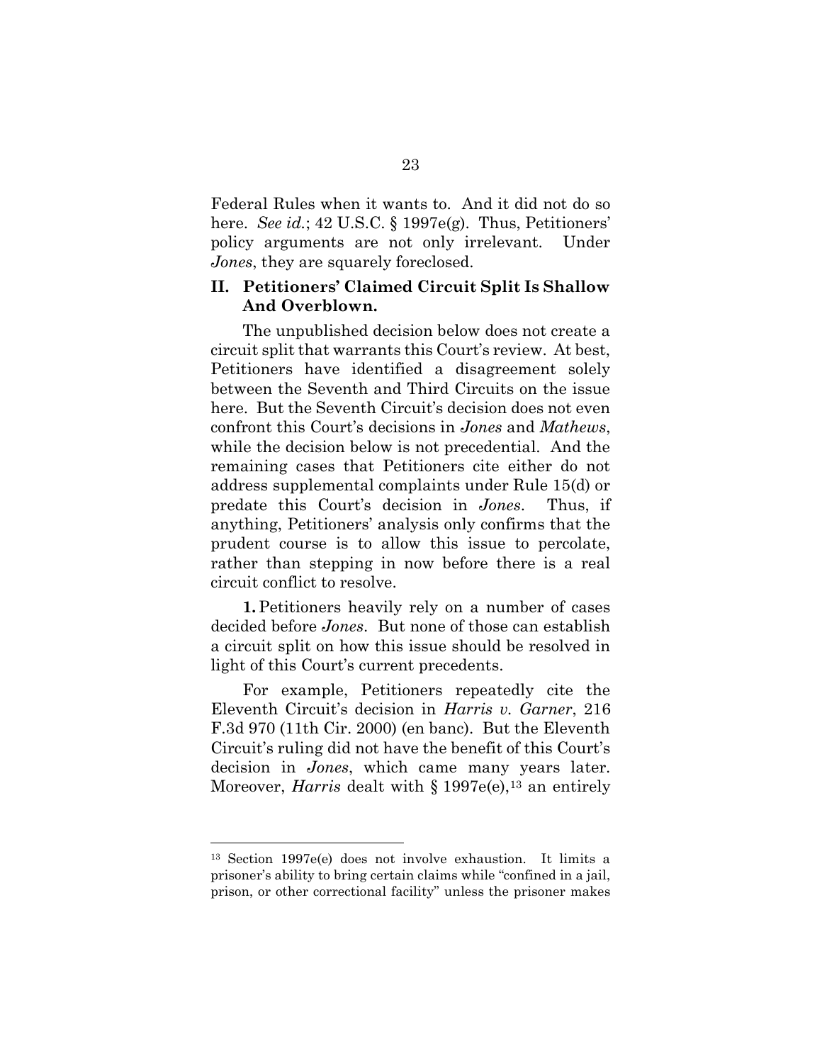Federal Rules when it wants to. And it did not do so here. *See id.*; 42 U.S.C. § 1997e(g). Thus, Petitioners' policy arguments are not only irrelevant. Under *Jones*, they are squarely foreclosed.

## II. Petitioners' Claimed Circuit Split Is Shallow And Overblown.

The unpublished decision below does not create a circuit split that warrants this Court's review. At best, Petitioners have identified a disagreement solely between the Seventh and Third Circuits on the issue here. But the Seventh Circuit's decision does not even confront this Court's decisions in *Jones* and *Mathews*, while the decision below is not precedential. And the remaining cases that Petitioners cite either do not address supplemental complaints under Rule 15(d) or predate this Court's decision in *Jones*. Thus, if anything, Petitioners' analysis only confirms that the prudent course is to allow this issue to percolate, rather than stepping in now before there is a real circuit conflict to resolve.

**1.** Petitioners heavily rely on a number of cases decided before *Jones*. But none of those can establish a circuit split on how this issue should be resolved in light of this Court's current precedents.

For example, Petitioners repeatedly cite the Eleventh Circuit's decision in *Harris v. Garner*, 216 F.3d 970 (11th Cir. 2000) (en banc). But the Eleventh Circuit's ruling did not have the benefit of this Court's decision in *Jones*, which came many years later. Moreover, *Harris* dealt with § 1997e(e),[13] an entirely

[13] Section 1997e(e) does not involve exhaustion. It limits a prisoner's ability to bring certain claims while "confined in a jail, prison, or other correctional facility" unless the prisoner makes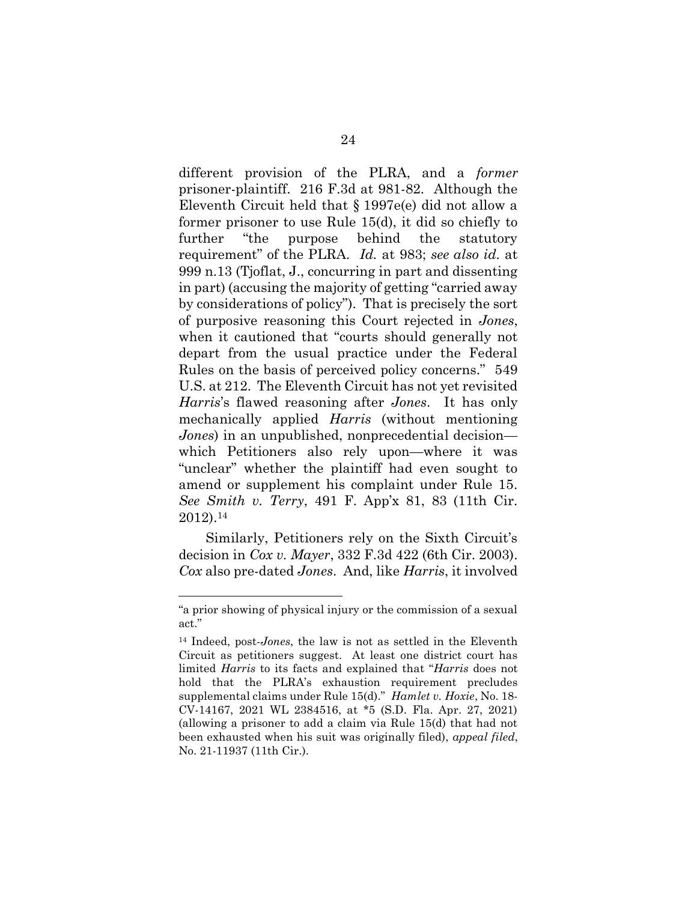different provision of the PLRA, and a *former* prisoner-plaintiff. 216 F.3d at 981-82. Although the Eleventh Circuit held that § 1997e(e) did not allow a former prisoner to use Rule 15(d), it did so chiefly to further "the purpose behind the statutory requirement" of the PLRA. *Id.* at 983; *see also id.* at 999 n.13 (Tjoflat, J., concurring in part and dissenting in part) (accusing the majority of getting "carried away by considerations of policy"). That is precisely the sort of purposive reasoning this Court rejected in *Jones*, when it cautioned that "courts should generally not depart from the usual practice under the Federal Rules on the basis of perceived policy concerns." 549 U.S. at 212. The Eleventh Circuit has not yet revisited *Harris*'s flawed reasoning after *Jones*. It has only mechanically applied *Harris* (without mentioning *Jones*) in an unpublished, nonprecedential decision—which Petitioners also rely upon—where it was "unclear" whether the plaintiff had even sought to amend or supplement his complaint under Rule 15. *See Smith v. Terry*, 491 F. App'x 81, 83 (11th Cir. 2012).[14]

Similarly, Petitioners rely on the Sixth Circuit's decision in *Cox v. Mayer*, 332 F.3d 422 (6th Cir. 2003). *Cox* also pre-dated *Jones*. And, like *Harris*, it involved

---

"a prior showing of physical injury or the commission of a sexual act."

[14] Indeed, post-*Jones*, the law is not as settled in the Eleventh Circuit as petitioners suggest. At least one district court has limited *Harris* to its facts and explained that "*Harris* does not hold that the PLRA's exhaustion requirement precludes supplemental claims under Rule 15(d)." *Hamlet v. Hoxie*, No. 18-CV-14167, 2021 WL 2384516, at *5 (S.D. Fla. Apr. 27, 2021) (allowing a prisoner to add a claim via Rule 15(d) that had not been exhausted when his suit was originally filed), *appeal filed*, No. 21-11937 (11th Cir.).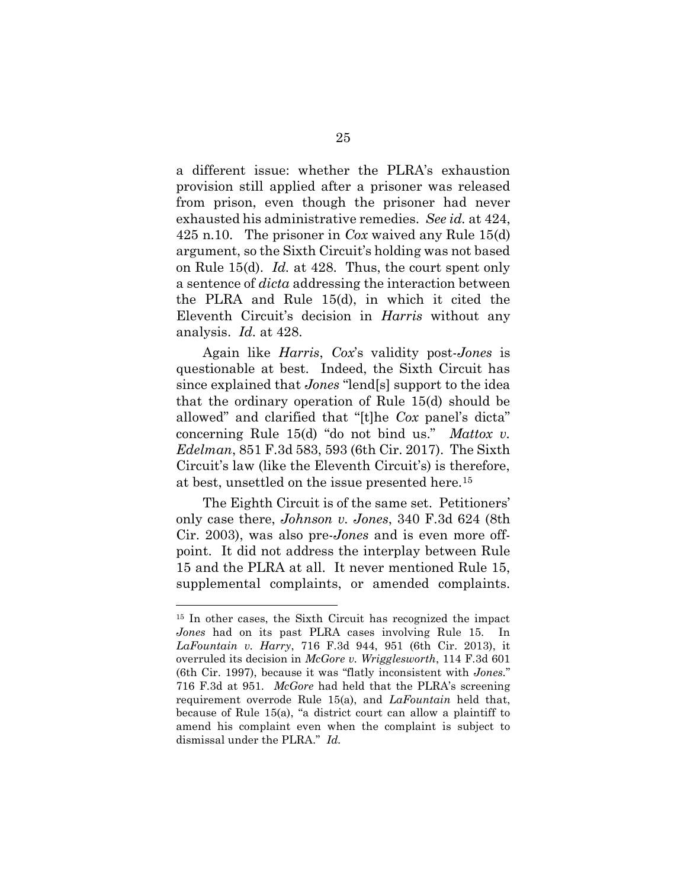a different issue: whether the PLRA's exhaustion provision still applied after a prisoner was released from prison, even though the prisoner had never exhausted his administrative remedies. *See id.* at 424, 425 n.10. The prisoner in *Cox* waived any Rule 15(d) argument, so the Sixth Circuit's holding was not based on Rule 15(d). *Id.* at 428. Thus, the court spent only a sentence of *dicta* addressing the interaction between the PLRA and Rule 15(d), in which it cited the Eleventh Circuit's decision in *Harris* without any analysis. *Id.* at 428.

Again like *Harris*, *Cox*'s validity post-*Jones* is questionable at best. Indeed, the Sixth Circuit has since explained that *Jones* "lend[s] support to the idea that the ordinary operation of Rule 15(d) should be allowed" and clarified that "[t]he *Cox* panel's dicta" concerning Rule 15(d) "do not bind us." *Mattox v. Edelman*, 851 F.3d 583, 593 (6th Cir. 2017). The Sixth Circuit's law (like the Eleventh Circuit's) is therefore, at best, unsettled on the issue presented here.[15]

The Eighth Circuit is of the same set. Petitioners' only case there, *Johnson v. Jones*, 340 F.3d 624 (8th Cir. 2003), was also pre-*Jones* and is even more off-point. It did not address the interplay between Rule 15 and the PLRA at all. It never mentioned Rule 15, supplemental complaints, or amended complaints.

---

[15] In other cases, the Sixth Circuit has recognized the impact *Jones* had on its past PLRA cases involving Rule 15. In *LaFountain v. Harry*, 716 F.3d 944, 951 (6th Cir. 2013), it overruled its decision in *McGore v. Wrigglesworth*, 114 F.3d 601 (6th Cir. 1997), because it was "flatly inconsistent with *Jones*." 716 F.3d at 951. *McGore* had held that the PLRA's screening requirement overrode Rule 15(a), and *LaFountain* held that, because of Rule 15(a), "a district court can allow a plaintiff to amend his complaint even when the complaint is subject to dismissal under the PLRA." *Id.*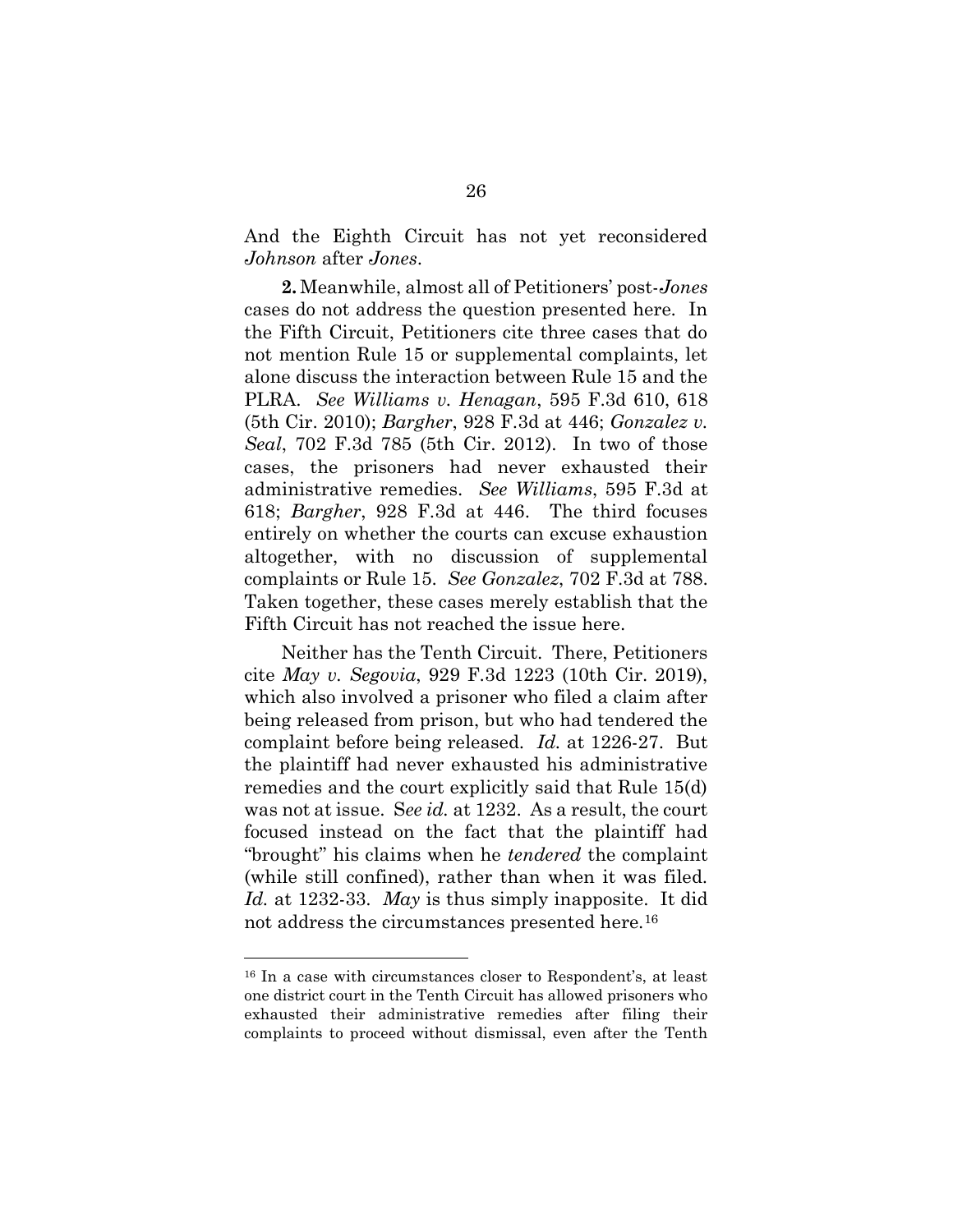And the Eighth Circuit has not yet reconsidered *Johnson* after *Jones*.

**2.** Meanwhile, almost all of Petitioners' post-*Jones* cases do not address the question presented here. In the Fifth Circuit, Petitioners cite three cases that do not mention Rule 15 or supplemental complaints, let alone discuss the interaction between Rule 15 and the PLRA. *See Williams v. Henagan*, 595 F.3d 610, 618 (5th Cir. 2010); *Bargher*, 928 F.3d at 446; *Gonzalez v. Seal*, 702 F.3d 785 (5th Cir. 2012). In two of those cases, the prisoners had never exhausted their administrative remedies. *See Williams*, 595 F.3d at 618; *Bargher*, 928 F.3d at 446. The third focuses entirely on whether the courts can excuse exhaustion altogether, with no discussion of supplemental complaints or Rule 15. *See Gonzalez*, 702 F.3d at 788. Taken together, these cases merely establish that the Fifth Circuit has not reached the issue here.

Neither has the Tenth Circuit. There, Petitioners cite *May v. Segovia*, 929 F.3d 1223 (10th Cir. 2019), which also involved a prisoner who filed a claim after being released from prison, but who had tendered the complaint before being released. *Id.* at 1226-27. But the plaintiff had never exhausted his administrative remedies and the court explicitly said that Rule 15(d) was not at issue. S*ee id.* at 1232. As a result, the court focused instead on the fact that the plaintiff had "brought" his claims when he *tendered* the complaint (while still confined), rather than when it was filed. *Id.* at 1232-33. *May* is thus simply inapposite. It did not address the circumstances presented here.[16]

---

[16] In a case with circumstances closer to Respondent's, at least one district court in the Tenth Circuit has allowed prisoners who exhausted their administrative remedies after filing their complaints to proceed without dismissal, even after the Tenth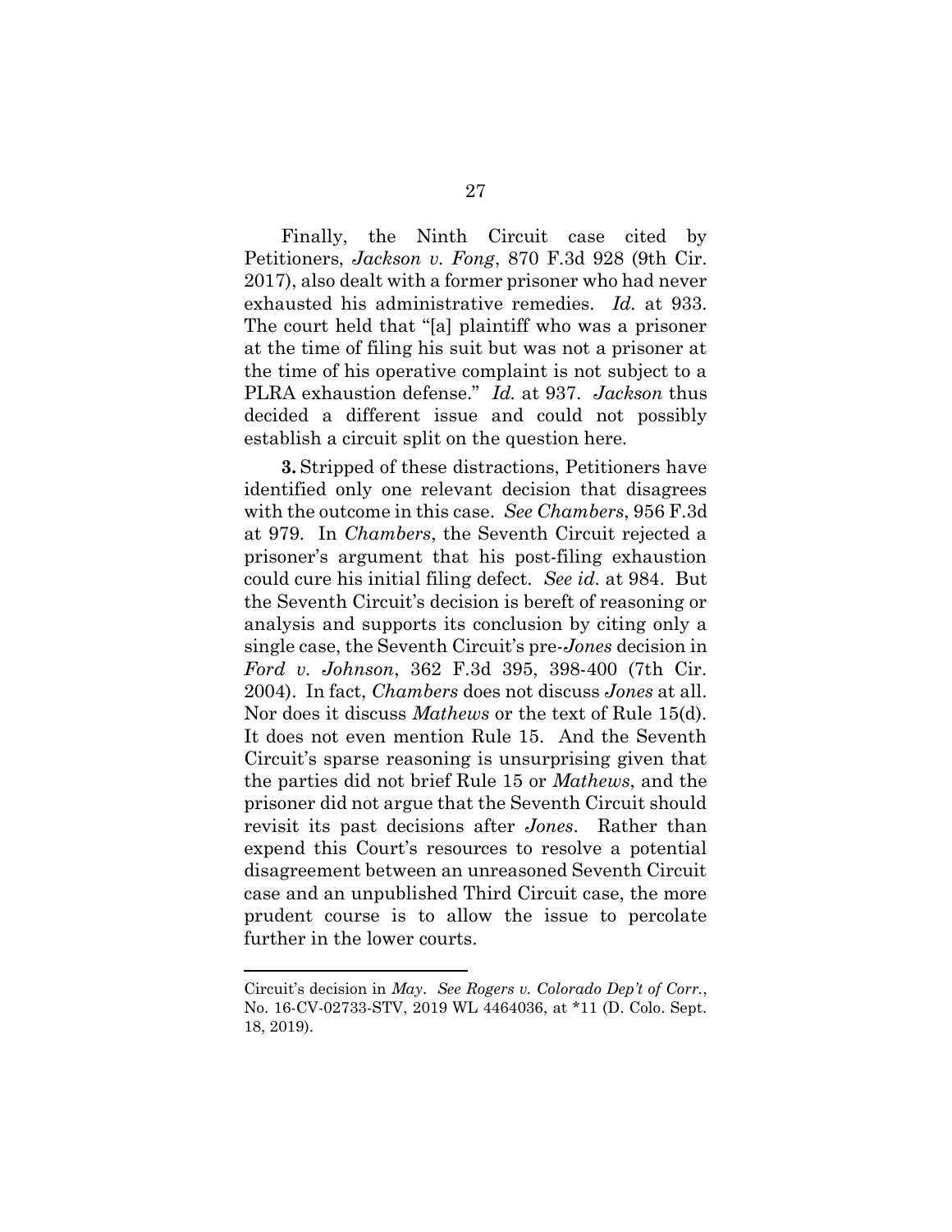Finally, the Ninth Circuit case cited by Petitioners, *Jackson v. Fong*, 870 F.3d 928 (9th Cir. 2017), also dealt with a former prisoner who had never exhausted his administrative remedies. *Id.* at 933. The court held that "[a] plaintiff who was a prisoner at the time of filing his suit but was not a prisoner at the time of his operative complaint is not subject to a PLRA exhaustion defense." *Id.* at 937. *Jackson* thus decided a different issue and could not possibly establish a circuit split on the question here.

**3.** Stripped of these distractions, Petitioners have identified only one relevant decision that disagrees with the outcome in this case. *See Chambers*, 956 F.3d at 979. In *Chambers*, the Seventh Circuit rejected a prisoner's argument that his post-filing exhaustion could cure his initial filing defect. *See id.* at 984. But the Seventh Circuit's decision is bereft of reasoning or analysis and supports its conclusion by citing only a single case, the Seventh Circuit's pre-*Jones* decision in *Ford v. Johnson*, 362 F.3d 395, 398-400 (7th Cir. 2004). In fact, *Chambers* does not discuss *Jones* at all. Nor does it discuss *Mathews* or the text of Rule 15(d). It does not even mention Rule 15. And the Seventh Circuit's sparse reasoning is unsurprising given that the parties did not brief Rule 15 or *Mathews*, and the prisoner did not argue that the Seventh Circuit should revisit its past decisions after *Jones*. Rather than expend this Court's resources to resolve a potential disagreement between an unreasoned Seventh Circuit case and an unpublished Third Circuit case, the more prudent course is to allow the issue to percolate further in the lower courts.

---

Circuit's decision in *May*. *See Rogers v. Colorado Dep't of Corr.*, No. 16-CV-02733-STV, 2019 WL 4464036, at *11 (D. Colo. Sept. 18, 2019).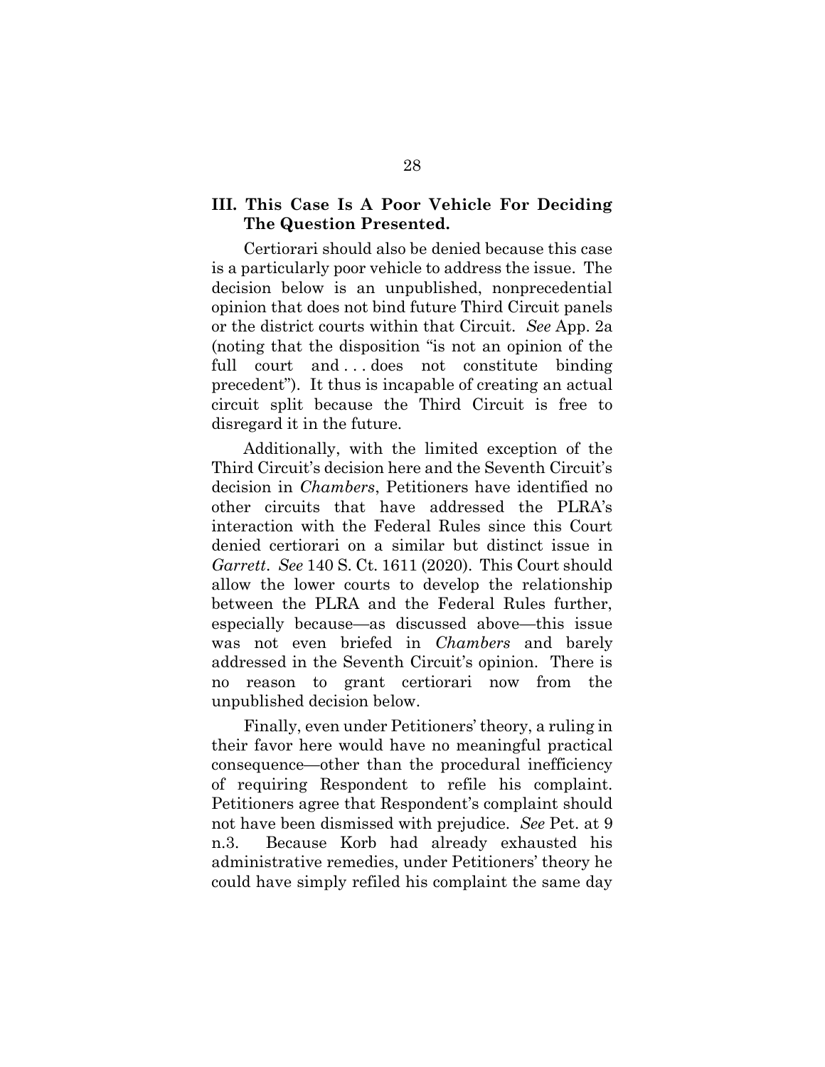## III. This Case Is A Poor Vehicle For Deciding The Question Presented.

Certiorari should also be denied because this case is a particularly poor vehicle to address the issue. The decision below is an unpublished, nonprecedential opinion that does not bind future Third Circuit panels or the district courts within that Circuit. *See* App. 2a (noting that the disposition "is not an opinion of the full court and . . . does not constitute binding precedent"). It thus is incapable of creating an actual circuit split because the Third Circuit is free to disregard it in the future.

Additionally, with the limited exception of the Third Circuit's decision here and the Seventh Circuit's decision in *Chambers*, Petitioners have identified no other circuits that have addressed the PLRA's interaction with the Federal Rules since this Court denied certiorari on a similar but distinct issue in *Garrett*. *See* 140 S. Ct. 1611 (2020). This Court should allow the lower courts to develop the relationship between the PLRA and the Federal Rules further, especially because—as discussed above—this issue was not even briefed in *Chambers* and barely addressed in the Seventh Circuit's opinion. There is no reason to grant certiorari now from the unpublished decision below.

Finally, even under Petitioners' theory, a ruling in their favor here would have no meaningful practical consequence—other than the procedural inefficiency of requiring Respondent to refile his complaint. Petitioners agree that Respondent's complaint should not have been dismissed with prejudice. *See* Pet. at 9 n.3. Because Korb had already exhausted his administrative remedies, under Petitioners' theory he could have simply refiled his complaint the same day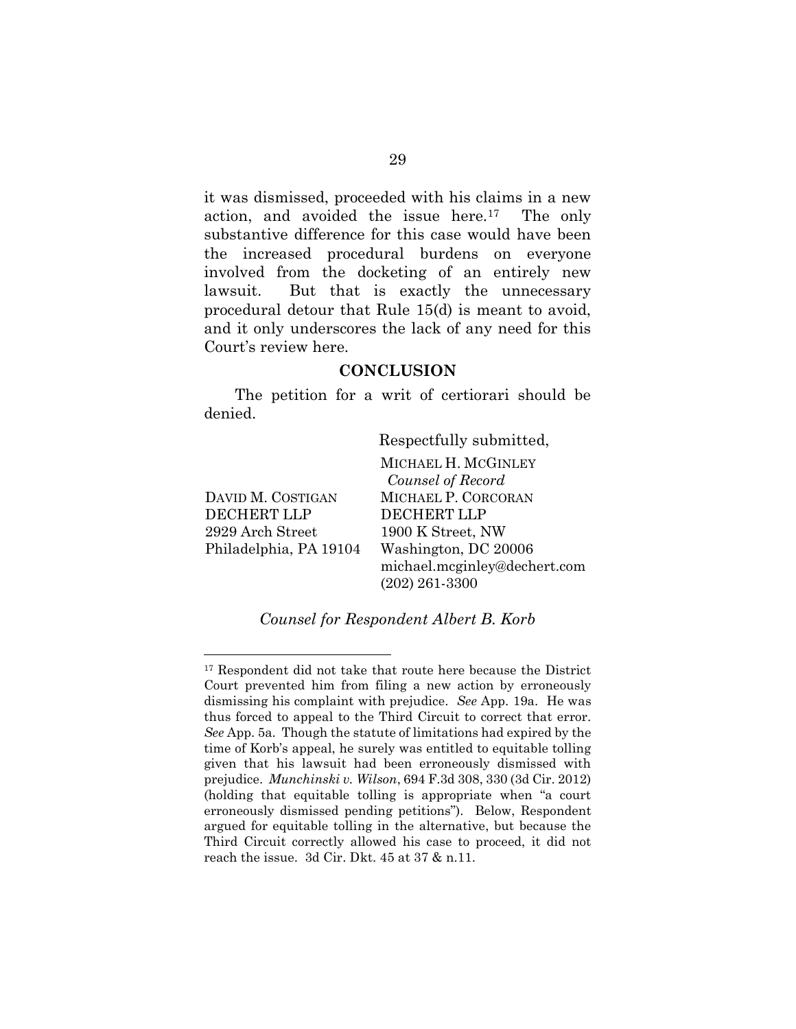it was dismissed, proceeded with his claims in a new action, and avoided the issue here.[17] The only substantive difference for this case would have been the increased procedural burdens on everyone involved from the docketing of an entirely new lawsuit. But that is exactly the unnecessary procedural detour that Rule 15(d) is meant to avoid, and it only underscores the lack of any need for this Court's review here.

## CONCLUSION

The petition for a writ of certiorari should be denied.

Respectfully submitted,

MICHAEL H. MCGINLEY
*Counsel of Record*
MICHAEL P. CORCORAN
DECHERT LLP
1900 K Street, NW
Washington, DC 20006
michael.mcginley@dechert.com
(202) 261-3300

DAVID M. COSTIGAN
DECHERT LLP
2929 Arch Street
Philadelphia, PA 19104

*Counsel for Respondent Albert B. Korb*

---

[17] Respondent did not take that route here because the District Court prevented him from filing a new action by erroneously dismissing his complaint with prejudice. *See* App. 19a. He was thus forced to appeal to the Third Circuit to correct that error. *See* App. 5a. Though the statute of limitations had expired by the time of Korb's appeal, he surely was entitled to equitable tolling given that his lawsuit had been erroneously dismissed with prejudice. *Munchinski v. Wilson*, 694 F.3d 308, 330 (3d Cir. 2012) (holding that equitable tolling is appropriate when "a court erroneously dismissed pending petitions"). Below, Respondent argued for equitable tolling in the alternative, but because the Third Circuit correctly allowed his case to proceed, it did not reach the issue. 3d Cir. Dkt. 45 at 37 & n.11.